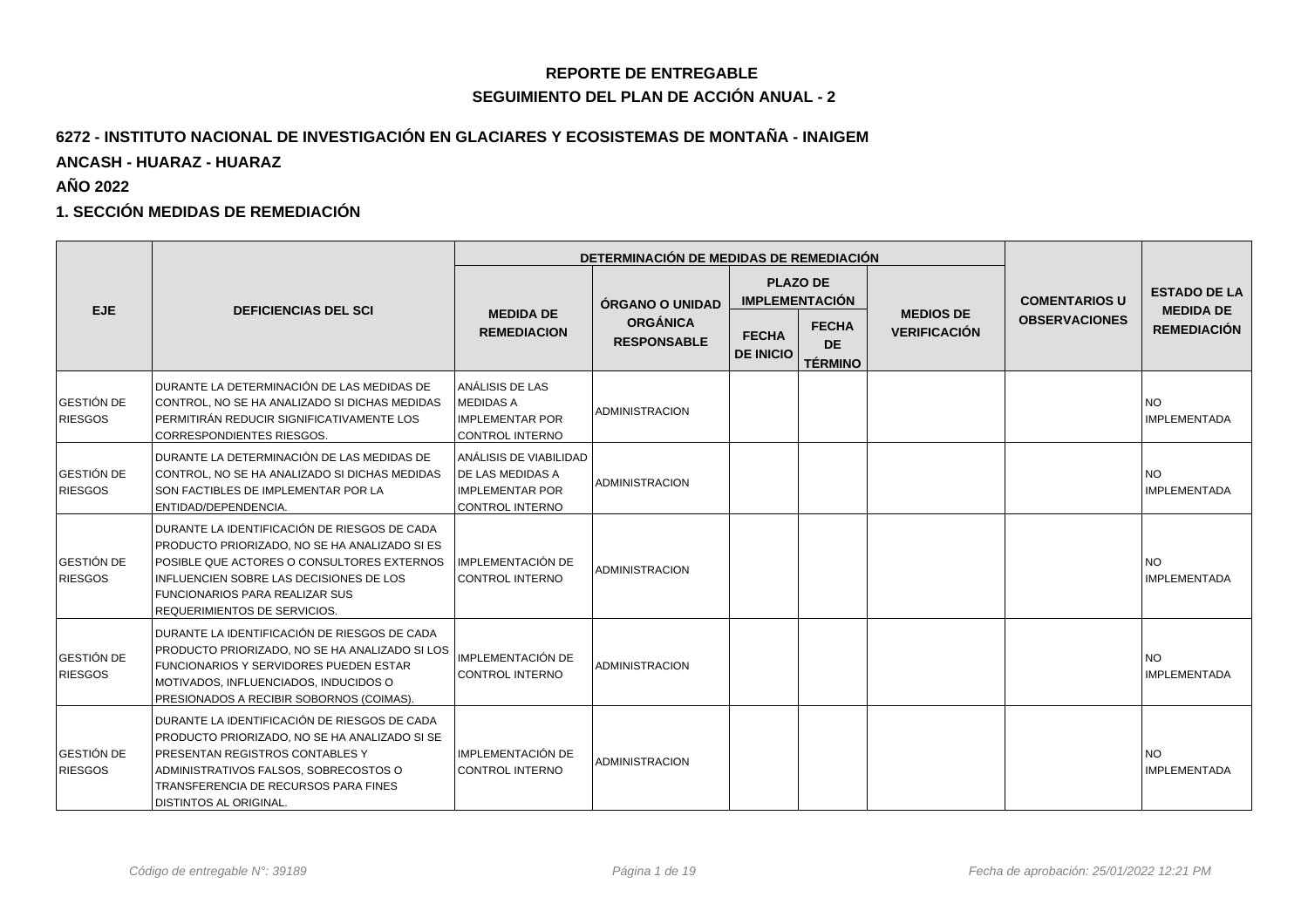# REPORTE DE ENTREGABLE

## SEGUIMIENTO DEL PLAN DE ACCIÓN ANUAL - 2

### 6272 - INSTITUTO NACIONAL DE INVESTIGACIÓN EN GLACIARES Y ECOSISTEMAS DE MONTAÑA - INAIGEM

**ANCASH - HUARAZ - HUARAZ**

**AÑO 2022**

### 1. SECCIÓN MEDIDAS DE REMEDIACIÓN

| EJE | DEFICIENCIAS DEL SCI | DETERMINACIÓN DE MEDIDAS DE REMEDIACIÓN | | | | | COMENTARIOS U OBSERVACIONES | ESTADO DE LA MEDIDA DE REMEDIACIÓN |
|---|---|---|---|---|---|---|---|---|
| | | MEDIDA DE REMEDIACION | ÓRGANO O UNIDAD ORGÁNICA RESPONSABLE | PLAZO DE IMPLEMENTACIÓN | | MEDIOS DE VERIFICACIÓN | | |
| | | | | FECHA DE INICIO | FECHA DE TÉRMINO | | | |
| GESTIÓN DE RIESGOS | DURANTE LA DETERMINACIÓN DE LAS MEDIDAS DE CONTROL, NO SE HA ANALIZADO SI DICHAS MEDIDAS PERMITIRÁN REDUCIR SIGNIFICATIVAMENTE LOS CORRESPONDIENTES RIESGOS. | ANÁLISIS DE LAS MEDIDAS A IMPLEMENTAR POR CONTROL INTERNO | ADMINISTRACION | | | | | NO IMPLEMENTADA |
| GESTIÓN DE RIESGOS | DURANTE LA DETERMINACIÓN DE LAS MEDIDAS DE CONTROL, NO SE HA ANALIZADO SI DICHAS MEDIDAS SON FACTIBLES DE IMPLEMENTAR POR LA ENTIDAD/DEPENDENCIA. | ANÁLISIS DE VIABILIDAD DE LAS MEDIDAS A IMPLEMENTAR POR CONTROL INTERNO | ADMINISTRACION | | | | | NO IMPLEMENTADA |
| GESTIÓN DE RIESGOS | DURANTE LA IDENTIFICACIÓN DE RIESGOS DE CADA PRODUCTO PRIORIZADO, NO SE HA ANALIZADO SI ES POSIBLE QUE ACTORES O CONSULTORES EXTERNOS INFLUENCIEN SOBRE LAS DECISIONES DE LOS FUNCIONARIOS PARA REALIZAR SUS REQUERIMIENTOS DE SERVICIOS. | IMPLEMENTACIÓN DE CONTROL INTERNO | ADMINISTRACION | | | | | NO IMPLEMENTADA |
| GESTIÓN DE RIESGOS | DURANTE LA IDENTIFICACIÓN DE RIESGOS DE CADA PRODUCTO PRIORIZADO, NO SE HA ANALIZADO SI LOS FUNCIONARIOS Y SERVIDORES PUEDEN ESTAR MOTIVADOS, INFLUENCIADOS, INDUCIDOS O PRESIONADOS A RECIBIR SOBORNOS (COIMAS). | IMPLEMENTACIÓN DE CONTROL INTERNO | ADMINISTRACION | | | | | NO IMPLEMENTADA |
| GESTIÓN DE RIESGOS | DURANTE LA IDENTIFICACIÓN DE RIESGOS DE CADA PRODUCTO PRIORIZADO, NO SE HA ANALIZADO SI SE PRESENTAN REGISTROS CONTABLES Y ADMINISTRATIVOS FALSOS, SOBRECOSTOS O TRANSFERENCIA DE RECURSOS PARA FINES DISTINTOS AL ORIGINAL. | IMPLEMENTACIÓN DE CONTROL INTERNO | ADMINISTRACION | | | | | NO IMPLEMENTADA |

*Código de entregable N°: 39189*

*Fecha de aprobación: 25/01/2022 12:21 PM*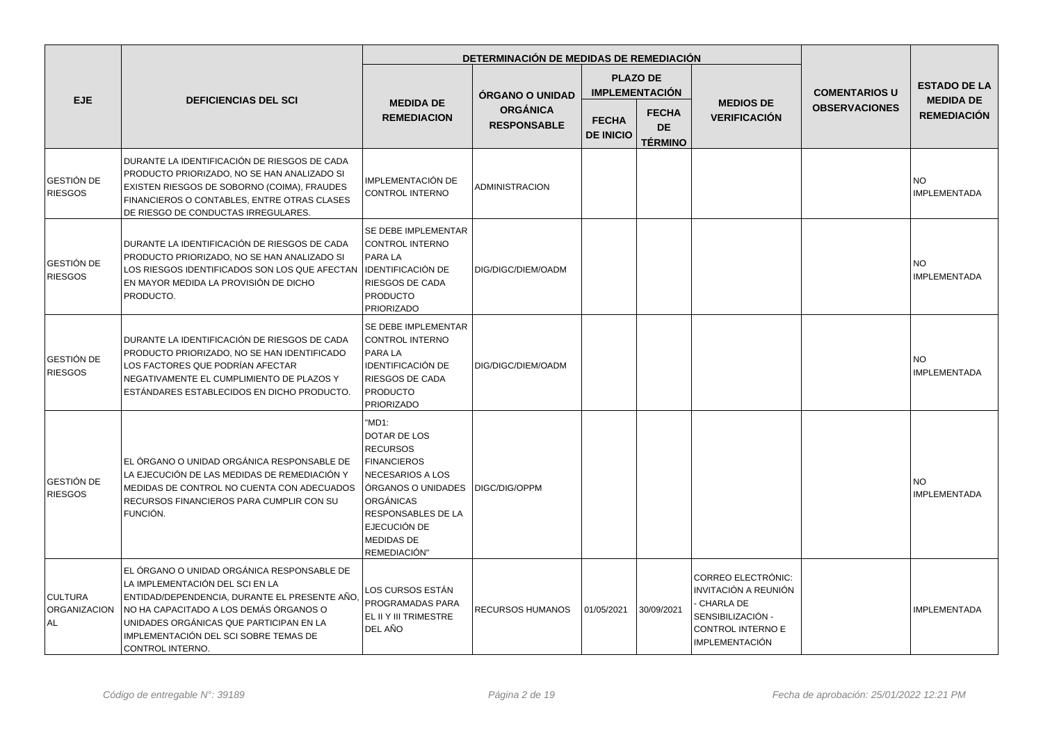| EJE | DEFICIENCIAS DEL SCI | DETERMINACIÓN DE MEDIDAS DE REMEDIACIÓN | | | | | COMENTARIOS U OBSERVACIONES | ESTADO DE LA MEDIDA DE REMEDIACIÓN |
|---|---|---|---|---|---|---|---|---|
| | | MEDIDA DE REMEDIACION | ÓRGANO O UNIDAD ORGÁNICA RESPONSABLE | PLAZO DE IMPLEMENTACIÓN | | MEDIOS DE VERIFICACIÓN | | |
| | | | | FECHA DE INICIO | FECHA DE TÉRMINO | | | |
| GESTIÓN DE RIESGOS | DURANTE LA IDENTIFICACIÓN DE RIESGOS DE CADA PRODUCTO PRIORIZADO, NO SE HAN ANALIZADO SI EXISTEN RIESGOS DE SOBORNO (COIMA), FRAUDES FINANCIEROS O CONTABLES, ENTRE OTRAS CLASES DE RIESGO DE CONDUCTAS IRREGULARES. | IMPLEMENTACIÓN DE CONTROL INTERNO | ADMINISTRACION | | | | | NO IMPLEMENTADA |
| GESTIÓN DE RIESGOS | DURANTE LA IDENTIFICACIÓN DE RIESGOS DE CADA PRODUCTO PRIORIZADO, NO SE HAN ANALIZADO SI LOS RIESGOS IDENTIFICADOS SON LOS QUE AFECTAN EN MAYOR MEDIDA LA PROVISIÓN DE DICHO PRODUCTO. | SE DEBE IMPLEMENTAR CONTROL INTERNO PARA LA IDENTIFICACIÓN DE RIESGOS DE CADA PRODUCTO PRIORIZADO | DIG/DIGC/DIEM/OADM | | | | | NO IMPLEMENTADA |
| GESTIÓN DE RIESGOS | DURANTE LA IDENTIFICACIÓN DE RIESGOS DE CADA PRODUCTO PRIORIZADO, NO SE HAN IDENTIFICADO LOS FACTORES QUE PODRÍAN AFECTAR NEGATIVAMENTE EL CUMPLIMIENTO DE PLAZOS Y ESTÁNDARES ESTABLECIDOS EN DICHO PRODUCTO. | SE DEBE IMPLEMENTAR CONTROL INTERNO PARA LA IDENTIFICACIÓN DE RIESGOS DE CADA PRODUCTO PRIORIZADO | DIG/DIGC/DIEM/OADM | | | | | NO IMPLEMENTADA |
| GESTIÓN DE RIESGOS | EL ÓRGANO O UNIDAD ORGÁNICA RESPONSABLE DE LA EJECUCIÓN DE LAS MEDIDAS DE REMEDIACIÓN Y MEDIDAS DE CONTROL NO CUENTA CON ADECUADOS RECURSOS FINANCIEROS PARA CUMPLIR CON SU FUNCIÓN. | "MD1: DOTAR DE LOS RECURSOS FINANCIEROS NECESARIOS A LOS ÓRGANOS O UNIDADES ORGÁNICAS RESPONSABLES DE LA EJECUCIÓN DE MEDIDAS DE REMEDIACIÓN" | DIGC/DIG/OPPM | | | | | NO IMPLEMENTADA |
| CULTURA ORGANIZACIONAL | EL ÓRGANO O UNIDAD ORGÁNICA RESPONSABLE DE LA IMPLEMENTACIÓN DEL SCI EN LA ENTIDAD/DEPENDENCIA, DURANTE EL PRESENTE AÑO, NO HA CAPACITADO A LOS DEMÁS ÓRGANOS O UNIDADES ORGÁNICAS QUE PARTICIPAN EN LA IMPLEMENTACIÓN DEL SCI SOBRE TEMAS DE CONTROL INTERNO. | LOS CURSOS ESTÁN PROGRAMADAS PARA EL II Y III TRIMESTRE DEL AÑO | RECURSOS HUMANOS | 01/05/2021 | 30/09/2021 | CORREO ELECTRÓNIC: INVITACIÓN A REUNIÓN - CHARLA DE SENSIBILIZACIÓN - CONTROL INTERNO E IMPLEMENTACIÓN | | IMPLEMENTADA |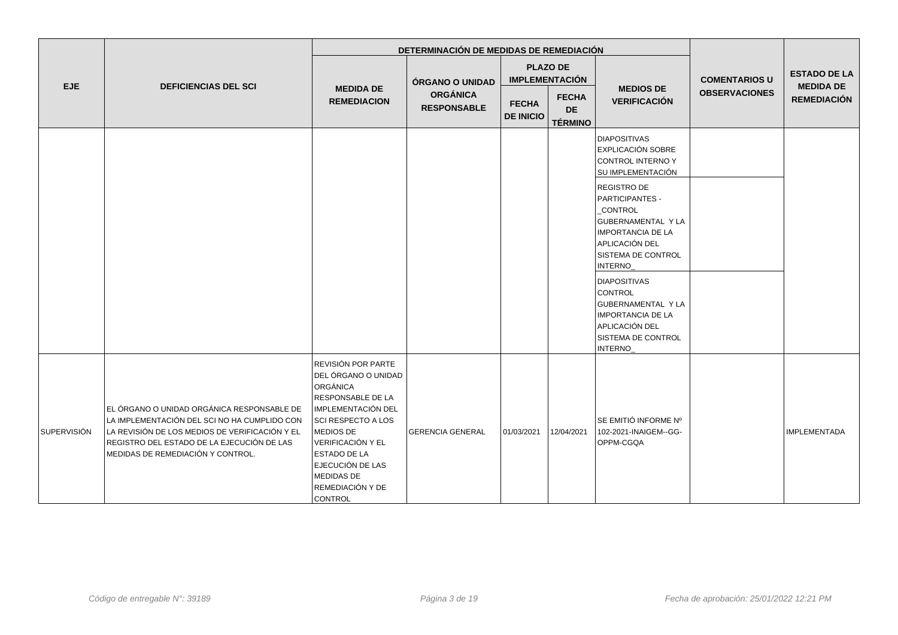| EJE | DEFICIENCIAS DEL SCI | DETERMINACIÓN DE MEDIDAS DE REMEDIACIÓN | | | | | COMENTARIOS U OBSERVACIONES | ESTADO DE LA MEDIDA DE REMEDIACIÓN |
|---|---|---|---|---|---|---|---|---|
| | | MEDIDA DE REMEDIACION | ÓRGANO O UNIDAD ORGÁNICA RESPONSABLE | PLAZO DE IMPLEMENTACIÓN | | MEDIOS DE VERIFICACIÓN | | |
| | | | | FECHA DE INICIO | FECHA DE TÉRMINO | | | |
| | | | | | | DIAPOSITIVAS EXPLICACIÓN SOBRE CONTROL INTERNO Y SU IMPLEMENTACIÓN | | |
| | | | | | | REGISTRO DE PARTICIPANTES - _CONTROL GUBERNAMENTAL Y LA IMPORTANCIA DE LA APLICACIÓN DEL SISTEMA DE CONTROL INTERNO_ | | |
| | | | | | | DIAPOSITIVAS CONTROL GUBERNAMENTAL Y LA IMPORTANCIA DE LA APLICACIÓN DEL SISTEMA DE CONTROL INTERNO_ | | |
| SUPERVISIÓN | EL ÓRGANO O UNIDAD ORGÁNICA RESPONSABLE DE LA IMPLEMENTACIÓN DEL SCI NO HA CUMPLIDO CON LA REVISIÓN DE LOS MEDIOS DE VERIFICACIÓN Y EL REGISTRO DEL ESTADO DE LA EJECUCIÓN DE LAS MEDIDAS DE REMEDIACIÓN Y CONTROL. | REVISIÓN POR PARTE DEL ÓRGANO O UNIDAD ORGÁNICA RESPONSABLE DE LA IMPLEMENTACIÓN DEL SCI RESPECTO A LOS MEDIOS DE VERIFICACIÓN Y EL ESTADO DE LA EJECUCIÓN DE LAS MEDIDAS DE REMEDIACIÓN Y DE CONTROL | GERENCIA GENERAL | 01/03/2021 | 12/04/2021 | SE EMITIÓ INFORME Nº 102-2021-INAIGEM--GG-OPPM-CGQA | | IMPLEMENTADA |

*Código de entregable N°: 39189* *Fecha de aprobación: 25/01/2022 12:21 PM*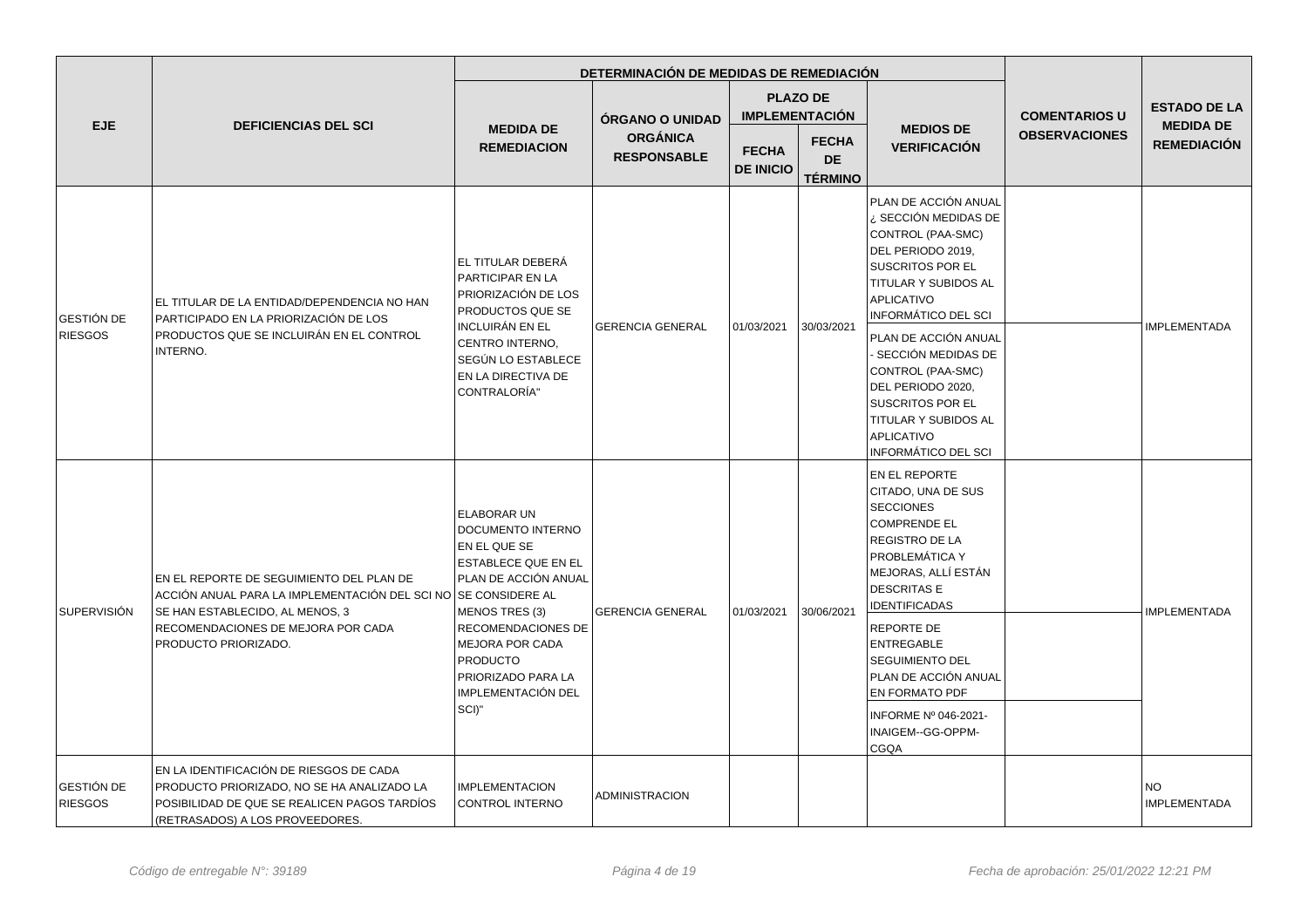| EJE | DEFICIENCIAS DEL SCI | DETERMINACIÓN DE MEDIDAS DE REMEDIACIÓN | | | | | COMENTARIOS U OBSERVACIONES | ESTADO DE LA MEDIDA DE REMEDIACIÓN |
|---|---|---|---|---|---|---|---|---|
| | | MEDIDA DE REMEDIACION | ÓRGANO O UNIDAD ORGÁNICA RESPONSABLE | PLAZO DE IMPLEMENTACIÓN | | MEDIOS DE VERIFICACIÓN | | |
| | | | | FECHA DE INICIO | FECHA DE TÉRMINO | | | |
| GESTIÓN DE RIESGOS | EL TITULAR DE LA ENTIDAD/DEPENDENCIA NO HAN PARTICIPADO EN LA PRIORIZACIÓN DE LOS PRODUCTOS QUE SE INCLUIRÁN EN EL CONTROL INTERNO. | EL TITULAR DEBERÁ PARTICIPAR EN LA PRIORIZACIÓN DE LOS PRODUCTOS QUE SE INCLUIRÁN EN EL CENTRO INTERNO, SEGÚN LO ESTABLECE EN LA DIRECTIVA DE CONTRALORÍA" | GERENCIA GENERAL | 01/03/2021 | 30/03/2021 | PLAN DE ACCIÓN ANUAL ¿ SECCIÓN MEDIDAS DE CONTROL (PAA-SMC) DEL PERIODO 2019, SUSCRITOS POR EL TITULAR Y SUBIDOS AL APLICATIVO INFORMÁTICO DEL SCI | | IMPLEMENTADA |
| | | | | | | PLAN DE ACCIÓN ANUAL - SECCIÓN MEDIDAS DE CONTROL (PAA-SMC) DEL PERIODO 2020, SUSCRITOS POR EL TITULAR Y SUBIDOS AL APLICATIVO INFORMÁTICO DEL SCI | | |
| SUPERVISIÓN | EN EL REPORTE DE SEGUIMIENTO DEL PLAN DE ACCIÓN ANUAL PARA LA IMPLEMENTACIÓN DEL SCI NO SE HAN ESTABLECIDO, AL MENOS, 3 RECOMENDACIONES DE MEJORA POR CADA PRODUCTO PRIORIZADO. | ELABORAR UN DOCUMENTO INTERNO EN EL QUE SE ESTABLECE QUE EN EL PLAN DE ACCIÓN ANUAL SE CONSIDERE AL MENOS TRES (3) RECOMENDACIONES DE MEJORA POR CADA PRODUCTO PRIORIZADO PARA LA IMPLEMENTACIÓN DEL SCI)" | GERENCIA GENERAL | 01/03/2021 | 30/06/2021 | EN EL REPORTE CITADO, UNA DE SUS SECCIONES COMPRENDE EL REGISTRO DE LA PROBLEMÁTICA Y MEJORAS, ALLÍ ESTÁN DESCRITAS E IDENTIFICADAS | | IMPLEMENTADA |
| | | | | | | REPORTE DE ENTREGABLE SEGUIMIENTO DEL PLAN DE ACCIÓN ANUAL EN FORMATO PDF | | |
| | | | | | | INFORME Nº 046-2021-INAIGEM--GG-OPPM-CGQA | | |
| GESTIÓN DE RIESGOS | EN LA IDENTIFICACIÓN DE RIESGOS DE CADA PRODUCTO PRIORIZADO, NO SE HA ANALIZADO LA POSIBILIDAD DE QUE SE REALICEN PAGOS TARDÍOS (RETRASADOS) A LOS PROVEEDORES. | IMPLEMENTACION CONTROL INTERNO | ADMINISTRACION | | | | | NO IMPLEMENTADA |

*Código de entregable N°: 39189*

*Fecha de aprobación: 25/01/2022 12:21 PM*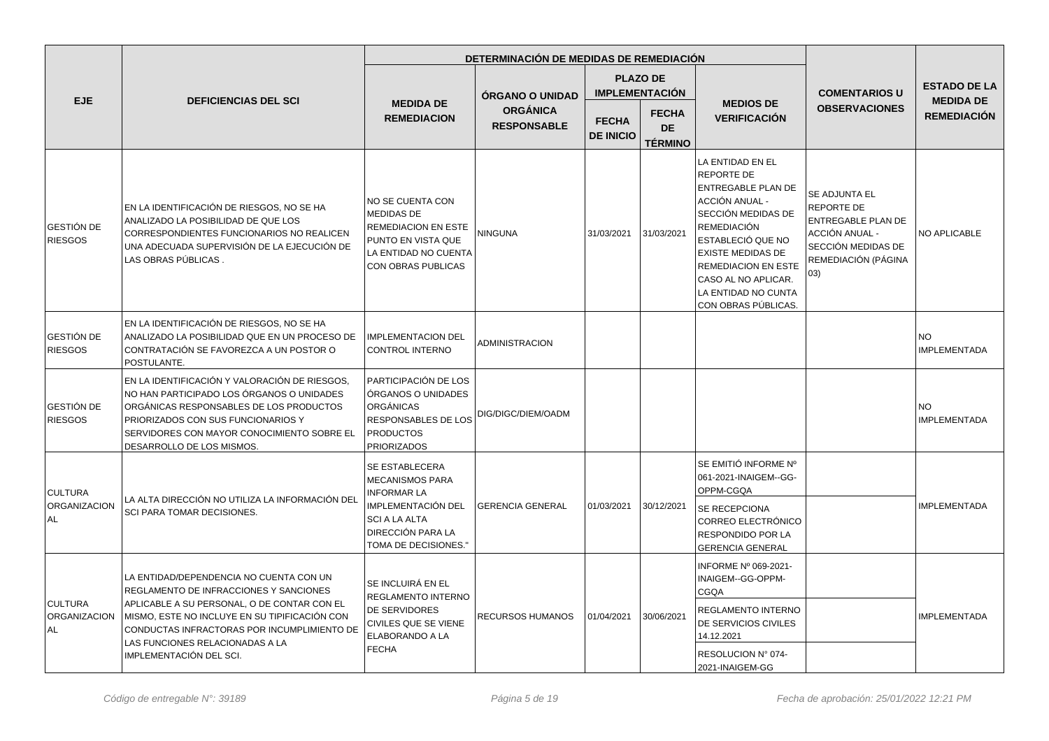| EJE | DEFICIENCIAS DEL SCI | DETERMINACIÓN DE MEDIDAS DE REMEDIACIÓN | | | | | COMENTARIOS U OBSERVACIONES | ESTADO DE LA MEDIDA DE REMEDIACIÓN |
|---|---|---|---|---|---|---|---|---|
| | | MEDIDA DE REMEDIACION | ÓRGANO O UNIDAD ORGÁNICA RESPONSABLE | PLAZO DE IMPLEMENTACIÓN | | MEDIOS DE VERIFICACIÓN | | |
| | | | | FECHA DE INICIO | FECHA DE TÉRMINO | | | |
| GESTIÓN DE RIESGOS | EN LA IDENTIFICACIÓN DE RIESGOS, NO SE HA ANALIZADO LA POSIBILIDAD DE QUE LOS CORRESPONDIENTES FUNCIONARIOS NO REALICEN UNA ADECUADA SUPERVISIÓN DE LA EJECUCIÓN DE LAS OBRAS PÚBLICAS . | NO SE CUENTA CON MEDIDAS DE REMEDIACION EN ESTE PUNTO EN VISTA QUE LA ENTIDAD NO CUENTA CON OBRAS PUBLICAS | NINGUNA | 31/03/2021 | 31/03/2021 | LA ENTIDAD EN EL REPORTE DE ENTREGABLE PLAN DE ACCIÓN ANUAL - SECCIÓN MEDIDAS DE REMEDIACIÓN ESTABLECIÓ QUE NO EXISTE MEDIDAS DE REMEDIACION EN ESTE CASO AL NO APLICAR. LA ENTIDAD NO CUNTA CON OBRAS PÚBLICAS. | SE ADJUNTA EL REPORTE DE ENTREGABLE PLAN DE ACCIÓN ANUAL - SECCIÓN MEDIDAS DE REMEDIACIÓN (PÁGINA 03) | NO APLICABLE |
| GESTIÓN DE RIESGOS | EN LA IDENTIFICACIÓN DE RIESGOS, NO SE HA ANALIZADO LA POSIBILIDAD QUE EN UN PROCESO DE CONTRATACIÓN SE FAVOREZCA A UN POSTOR O POSTULANTE. | IMPLEMENTACION DEL CONTROL INTERNO | ADMINISTRACION | | | | | NO IMPLEMENTADA |
| GESTIÓN DE RIESGOS | EN LA IDENTIFICACIÓN Y VALORACIÓN DE RIESGOS, NO HAN PARTICIPADO LOS ÓRGANOS O UNIDADES ORGÁNICAS RESPONSABLES DE LOS PRODUCTOS PRIORIZADOS CON SUS FUNCIONARIOS Y SERVIDORES CON MAYOR CONOCIMIENTO SOBRE EL DESARROLLO DE LOS MISMOS. | PARTICIPACIÓN DE LOS ÓRGANOS O UNIDADES ORGÁNICAS RESPONSABLES DE LOS PRODUCTOS PRIORIZADOS | DIG/DIGC/DIEM/OADM | | | | | NO IMPLEMENTADA |
| CULTURA ORGANIZACIONAL | LA ALTA DIRECCIÓN NO UTILIZA LA INFORMACIÓN DEL SCI PARA TOMAR DECISIONES. | SE ESTABLECERA MECANISMOS PARA INFORMAR LA IMPLEMENTACIÓN DEL SCI A LA ALTA DIRECCIÓN PARA LA TOMA DE DECISIONES." | GERENCIA GENERAL | 01/03/2021 | 30/12/2021 | SE EMITIÓ INFORME Nº 061-2021-INAIGEM--GG-OPPM-CGQA | | IMPLEMENTADA |
| | | | | | | SE RECEPCIONA CORREO ELECTRÓNICO RESPONDIDO POR LA GERENCIA GENERAL | | |
| CULTURA ORGANIZACIONAL | LA ENTIDAD/DEPENDENCIA NO CUENTA CON UN REGLAMENTO DE INFRACCIONES Y SANCIONES APLICABLE A SU PERSONAL, O DE CONTAR CON EL MISMO, ESTE NO INCLUYE EN SU TIPIFICACIÓN CON CONDUCTAS INFRACTORAS POR INCUMPLIMIENTO DE LAS FUNCIONES RELACIONADAS A LA IMPLEMENTACIÓN DEL SCI. | SE INCLUIRÁ EN EL REGLAMENTO INTERNO DE SERVIDORES CIVILES QUE SE VIENE ELABORANDO A LA FECHA | RECURSOS HUMANOS | 01/04/2021 | 30/06/2021 | INFORME Nº 069-2021-INAIGEM--GG-OPPM-CGQA | | IMPLEMENTADA |
| | | | | | | REGLAMENTO INTERNO DE SERVICIOS CIVILES 14.12.2021 | | |
| | | | | | | RESOLUCION N° 074-2021-INAIGEM-GG | | |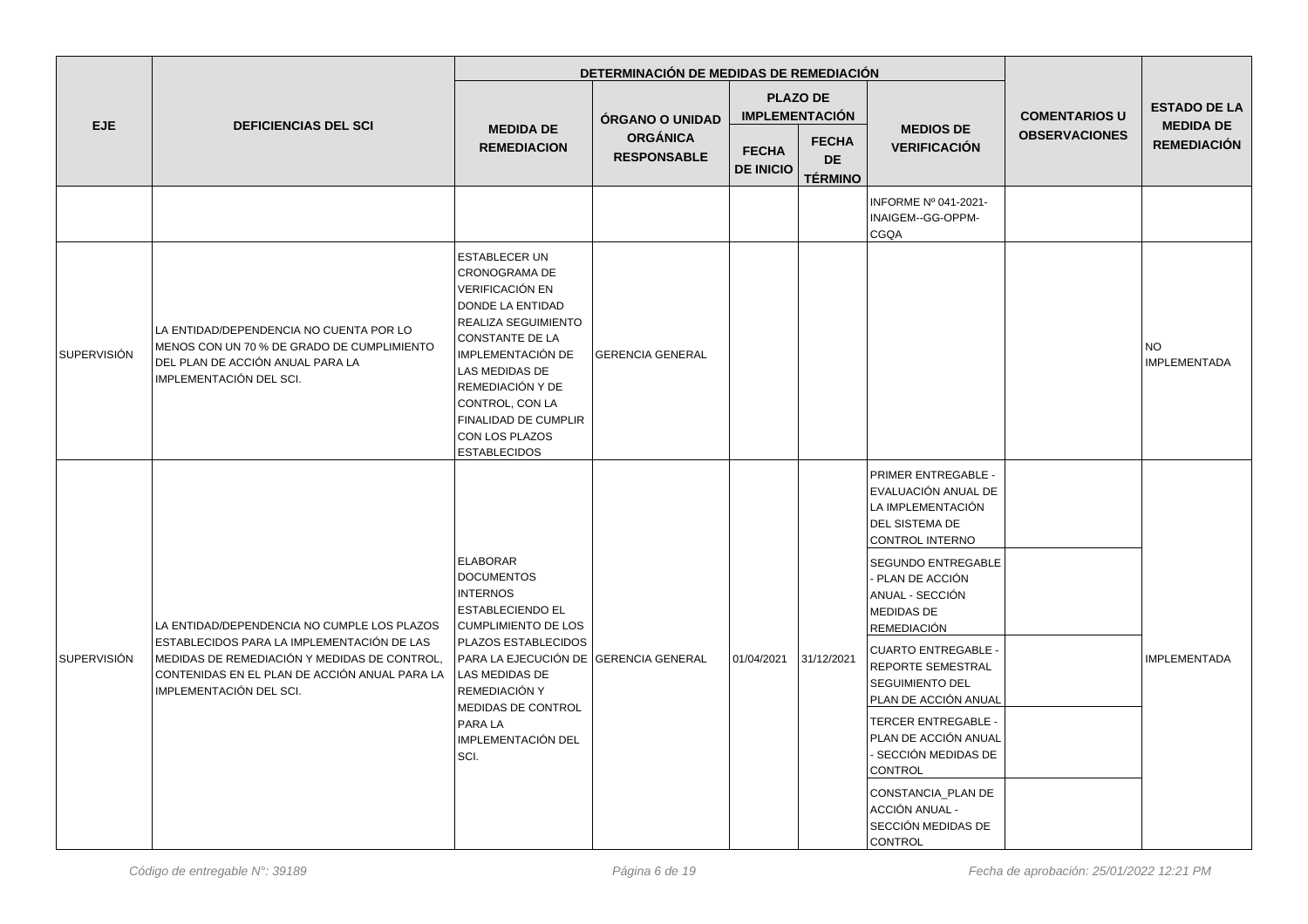| EJE | DEFICIENCIAS DEL SCI | DETERMINACIÓN DE MEDIDAS DE REMEDIACIÓN | | | | | COMENTARIOS U OBSERVACIONES | ESTADO DE LA MEDIDA DE REMEDIACIÓN |
|---|---|---|---|---|---|---|---|---|
| | | MEDIDA DE REMEDIACION | ÓRGANO O UNIDAD ORGÁNICA RESPONSABLE | PLAZO DE IMPLEMENTACIÓN | | MEDIOS DE VERIFICACIÓN | | |
| | | | | FECHA DE INICIO | FECHA DE TÉRMINO | | | |
| | | | | | | INFORME Nº 041-2021-INAIGEM--GG-OPPM-CGQA | | |
| SUPERVISIÓN | LA ENTIDAD/DEPENDENCIA NO CUENTA POR LO MENOS CON UN 70 % DE GRADO DE CUMPLIMIENTO DEL PLAN DE ACCIÓN ANUAL PARA LA IMPLEMENTACIÓN DEL SCI. | ESTABLECER UN CRONOGRAMA DE VERIFICACIÓN EN DONDE LA ENTIDAD REALIZA SEGUIMIENTO CONSTANTE DE LA IMPLEMENTACIÓN DE LAS MEDIDAS DE REMEDIACIÓN Y DE CONTROL, CON LA FINALIDAD DE CUMPLIR CON LOS PLAZOS ESTABLECIDOS | GERENCIA GENERAL | | | | | NO IMPLEMENTADA |
| SUPERVISIÓN | LA ENTIDAD/DEPENDENCIA NO CUMPLE LOS PLAZOS ESTABLECIDOS PARA LA IMPLEMENTACIÓN DE LAS MEDIDAS DE REMEDIACIÓN Y MEDIDAS DE CONTROL, CONTENIDAS EN EL PLAN DE ACCIÓN ANUAL PARA LA IMPLEMENTACIÓN DEL SCI. | ELABORAR DOCUMENTOS INTERNOS ESTABLECIENDO EL CUMPLIMIENTO DE LOS PLAZOS ESTABLECIDOS PARA LA EJECUCIÓN DE LAS MEDIDAS DE REMEDIACIÓN Y MEDIDAS DE CONTROL PARA LA IMPLEMENTACIÓN DEL SCI. | GERENCIA GENERAL | 01/04/2021 | 31/12/2021 | PRIMER ENTREGABLE - EVALUACIÓN ANUAL DE LA IMPLEMENTACIÓN DEL SISTEMA DE CONTROL INTERNO | | IMPLEMENTADA |
| | | | | | | SEGUNDO ENTREGABLE - PLAN DE ACCIÓN ANUAL - SECCIÓN MEDIDAS DE REMEDIACIÓN | | |
| | | | | | | CUARTO ENTREGABLE - REPORTE SEMESTRAL SEGUIMIENTO DEL PLAN DE ACCIÓN ANUAL | | |
| | | | | | | TERCER ENTREGABLE - PLAN DE ACCIÓN ANUAL - SECCIÓN MEDIDAS DE CONTROL | | |
| | | | | | | CONSTANCIA_PLAN DE ACCIÓN ANUAL - SECCIÓN MEDIDAS DE CONTROL | | |

Código de entregable N°: 39189

Fecha de aprobación: 25/01/2022 12:21 PM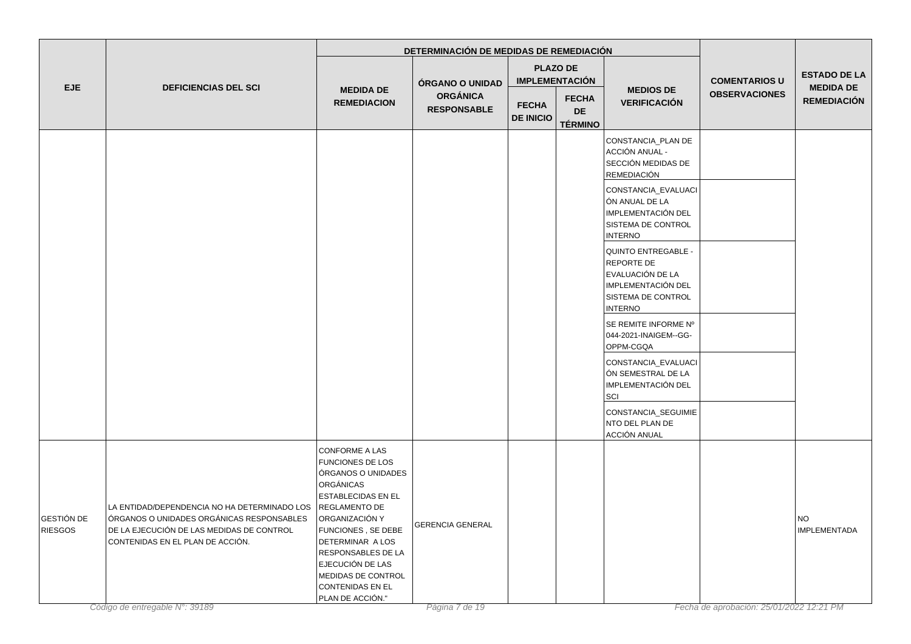| EJE | DEFICIENCIAS DEL SCI | DETERMINACIÓN DE MEDIDAS DE REMEDIACIÓN | | | | | COMENTARIOS U OBSERVACIONES | ESTADO DE LA MEDIDA DE REMEDIACIÓN |
|---|---|---|---|---|---|---|---|---|
| | | MEDIDA DE REMEDIACION | ÓRGANO O UNIDAD ORGÁNICA RESPONSABLE | PLAZO DE IMPLEMENTACIÓN | | MEDIOS DE VERIFICACIÓN | | |
| | | | | FECHA DE INICIO | FECHA DE TÉRMINO | | | |
| | | | | | | CONSTANCIA_PLAN DE ACCIÓN ANUAL - SECCIÓN MEDIDAS DE REMEDIACIÓN | | |
| | | | | | | CONSTANCIA_EVALUACIÓN ANUAL DE LA IMPLEMENTACIÓN DEL SISTEMA DE CONTROL INTERNO | | |
| | | | | | | QUINTO ENTREGABLE - REPORTE DE EVALUACIÓN DE LA IMPLEMENTACIÓN DEL SISTEMA DE CONTROL INTERNO | | |
| | | | | | | SE REMITE INFORME Nº 044-2021-INAIGEM--GG-OPPM-CGQA | | |
| | | | | | | CONSTANCIA_EVALUACIÓN SEMESTRAL DE LA IMPLEMENTACIÓN DEL SCI | | |
| | | | | | | CONSTANCIA_SEGUIMIENTO DEL PLAN DE ACCIÓN ANUAL | | |
| GESTIÓN DE RIESGOS | LA ENTIDAD/DEPENDENCIA NO HA DETERMINADO LOS ÓRGANOS O UNIDADES ORGÁNICAS RESPONSABLES DE LA EJECUCIÓN DE LAS MEDIDAS DE CONTROL CONTENIDAS EN EL PLAN DE ACCIÓN. | CONFORME A LAS FUNCIONES DE LOS ÓRGANOS O UNIDADES ORGÁNICAS ESTABLECIDAS EN EL REGLAMENTO DE ORGANIZACIÓN Y FUNCIONES , SE DEBE DETERMINAR A LOS RESPONSABLES DE LA EJECUCIÓN DE LAS MEDIDAS DE CONTROL CONTENIDAS EN EL PLAN DE ACCIÓN." | GERENCIA GENERAL | | | | | NO IMPLEMENTADA |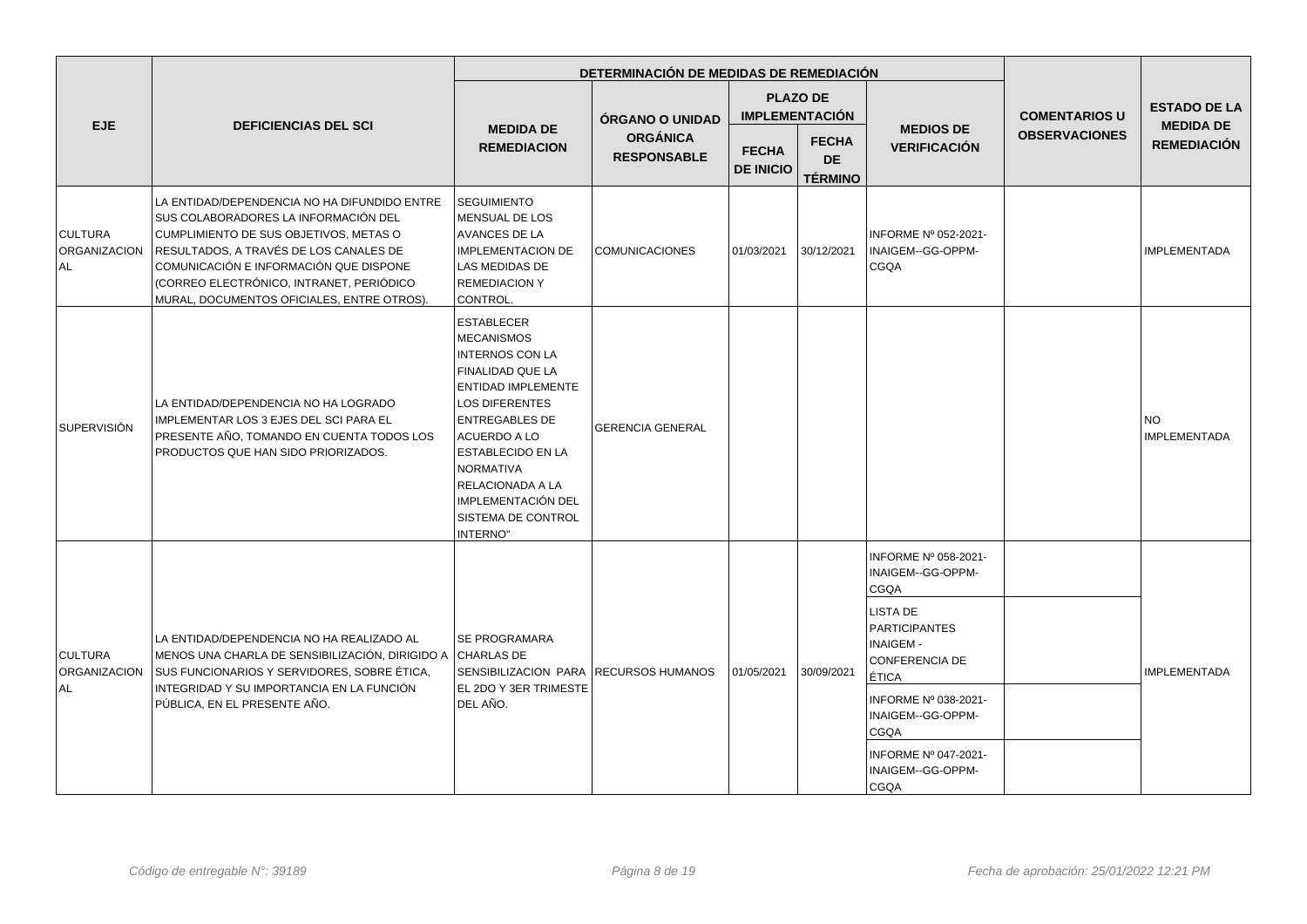| EJE | DEFICIENCIAS DEL SCI | DETERMINACIÓN DE MEDIDAS DE REMEDIACIÓN | | | | | COMENTARIOS U OBSERVACIONES | ESTADO DE LA MEDIDA DE REMEDIACIÓN |
|---|---|---|---|---|---|---|---|---|
| | | MEDIDA DE REMEDIACION | ÓRGANO O UNIDAD ORGÁNICA RESPONSABLE | PLAZO DE IMPLEMENTACIÓN | | MEDIOS DE VERIFICACIÓN | | |
| | | | | FECHA DE INICIO | FECHA DE TÉRMINO | | | |
| CULTURA ORGANIZACIONAL | LA ENTIDAD/DEPENDENCIA NO HA DIFUNDIDO ENTRE SUS COLABORADORES LA INFORMACIÓN DEL CUMPLIMIENTO DE SUS OBJETIVOS, METAS O RESULTADOS, A TRAVÉS DE LOS CANALES DE COMUNICACIÓN E INFORMACIÓN QUE DISPONE (CORREO ELECTRÓNICO, INTRANET, PERIÓDICO MURAL, DOCUMENTOS OFICIALES, ENTRE OTROS). | SEGUIMIENTO MENSUAL DE LOS AVANCES DE LA IMPLEMENTACION DE LAS MEDIDAS DE REMEDIACION Y CONTROL. | COMUNICACIONES | 01/03/2021 | 30/12/2021 | INFORME Nº 052-2021-INAIGEM--GG-OPPM-CGQA | | IMPLEMENTADA |
| SUPERVISIÓN | LA ENTIDAD/DEPENDENCIA NO HA LOGRADO IMPLEMENTAR LOS 3 EJES DEL SCI PARA EL PRESENTE AÑO, TOMANDO EN CUENTA TODOS LOS PRODUCTOS QUE HAN SIDO PRIORIZADOS. | ESTABLECER MECANISMOS INTERNOS CON LA FINALIDAD QUE LA ENTIDAD IMPLEMENTE LOS DIFERENTES ENTREGABLES DE ACUERDO A LO ESTABLECIDO EN LA NORMATIVA RELACIONADA A LA IMPLEMENTACIÓN DEL SISTEMA DE CONTROL INTERNO" | GERENCIA GENERAL | | | | | NO IMPLEMENTADA |
| CULTURA ORGANIZACIONAL | LA ENTIDAD/DEPENDENCIA NO HA REALIZADO AL MENOS UNA CHARLA DE SENSIBILIZACIÓN, DIRIGIDO A SUS FUNCIONARIOS Y SERVIDORES, SOBRE ÉTICA, INTEGRIDAD Y SU IMPORTANCIA EN LA FUNCIÓN PÚBLICA, EN EL PRESENTE AÑO. | SE PROGRAMARA CHARLAS DE SENSIBILIZACION PARA EL 2DO Y 3ER TRIMESTE DEL AÑO. | RECURSOS HUMANOS | 01/05/2021 | 30/09/2021 | INFORME Nº 058-2021-INAIGEM--GG-OPPM-CGQA | | IMPLEMENTADA |
| | | | | | | LISTA DE PARTICIPANTES INAIGEM - CONFERENCIA DE ÉTICA | | |
| | | | | | | INFORME Nº 038-2021-INAIGEM--GG-OPPM-CGQA | | |
| | | | | | | INFORME Nº 047-2021-INAIGEM--GG-OPPM-CGQA | | |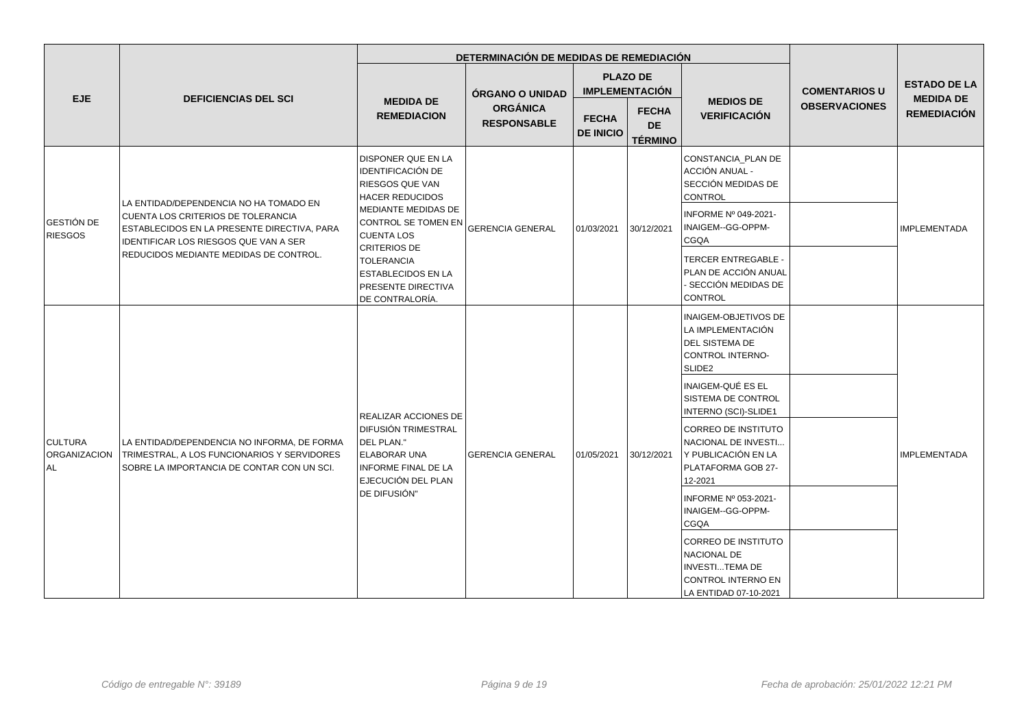| EJE | DEFICIENCIAS DEL SCI | DETERMINACIÓN DE MEDIDAS DE REMEDIACIÓN | | | | | COMENTARIOS U OBSERVACIONES | ESTADO DE LA MEDIDA DE REMEDIACIÓN |
|---|---|---|---|---|---|---|---|---|
| | | MEDIDA DE REMEDIACION | ÓRGANO O UNIDAD ORGÁNICA RESPONSABLE | PLAZO DE IMPLEMENTACIÓN | | MEDIOS DE VERIFICACIÓN | | |
| | | | | FECHA DE INICIO | FECHA DE TÉRMINO | | | |
| GESTIÓN DE RIESGOS | LA ENTIDAD/DEPENDENCIA NO HA TOMADO EN CUENTA LOS CRITERIOS DE TOLERANCIA ESTABLECIDOS EN LA PRESENTE DIRECTIVA, PARA IDENTIFICAR LOS RIESGOS QUE VAN A SER REDUCIDOS MEDIANTE MEDIDAS DE CONTROL. | DISPONER QUE EN LA IDENTIFICACIÓN DE RIESGOS QUE VAN HACER REDUCIDOS MEDIANTE MEDIDAS DE CONTROL SE TOMEN EN CUENTA LOS CRITERIOS DE TOLERANCIA ESTABLECIDOS EN LA PRESENTE DIRECTIVA DE CONTRALORÍA. | GERENCIA GENERAL | 01/03/2021 | 30/12/2021 | CONSTANCIA_PLAN DE ACCIÓN ANUAL - SECCIÓN MEDIDAS DE CONTROL | | IMPLEMENTADA |
| | | | | | | INFORME Nº 049-2021-INAIGEM--GG-OPPM-CGQA | | |
| | | | | | | TERCER ENTREGABLE - PLAN DE ACCIÓN ANUAL - SECCIÓN MEDIDAS DE CONTROL | | |
| CULTURA ORGANIZACIONAL | LA ENTIDAD/DEPENDENCIA NO INFORMA, DE FORMA TRIMESTRAL, A LOS FUNCIONARIOS Y SERVIDORES SOBRE LA IMPORTANCIA DE CONTAR CON UN SCI. | REALIZAR ACCIONES DE DIFUSIÓN TRIMESTRAL DEL PLAN." ELABORAR UNA INFORME FINAL DE LA EJECUCIÓN DEL PLAN DE DIFUSIÓN" | GERENCIA GENERAL | 01/05/2021 | 30/12/2021 | INAIGEM-OBJETIVOS DE LA IMPLEMENTACIÓN DEL SISTEMA DE CONTROL INTERNO-SLIDE2 | | IMPLEMENTADA |
| | | | | | | INAIGEM-QUÉ ES EL SISTEMA DE CONTROL INTERNO (SCI)-SLIDE1 | | |
| | | | | | | CORREO DE INSTITUTO NACIONAL DE INVESTI... Y PUBLICACIÓN EN LA PLATAFORMA GOB 27-12-2021 | | |
| | | | | | | INFORME Nº 053-2021-INAIGEM--GG-OPPM-CGQA | | |
| | | | | | | CORREO DE INSTITUTO NACIONAL DE INVESTI...TEMA DE CONTROL INTERNO EN LA ENTIDAD 07-10-2021 | | |

*Código de entregable N°: 39189* *Fecha de aprobación: 25/01/2022 12:21 PM*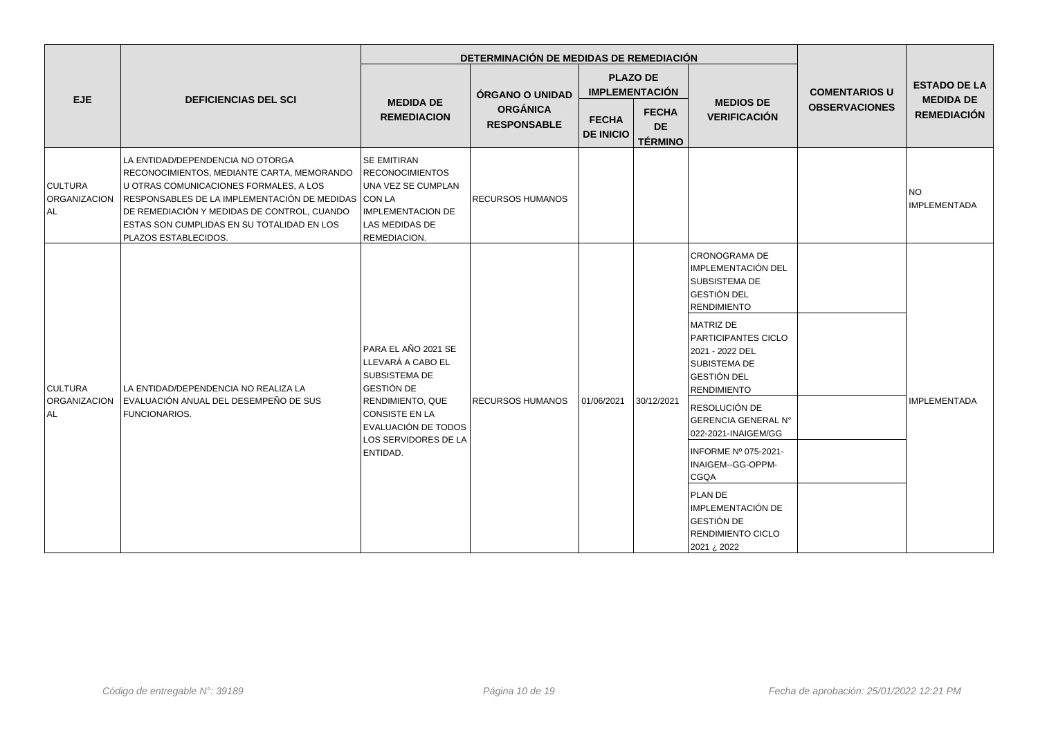| EJE | DEFICIENCIAS DEL SCI | DETERMINACIÓN DE MEDIDAS DE REMEDIACIÓN | | | | | COMENTARIOS U OBSERVACIONES | ESTADO DE LA MEDIDA DE REMEDIACIÓN |
|---|---|---|---|---|---|---|---|---|
| | | MEDIDA DE REMEDIACION | ÓRGANO O UNIDAD ORGÁNICA RESPONSABLE | PLAZO DE IMPLEMENTACIÓN | | MEDIOS DE VERIFICACIÓN | | |
| | | | | FECHA DE INICIO | FECHA DE TÉRMINO | | | |
| CULTURA ORGANIZACIONAL | LA ENTIDAD/DEPENDENCIA NO OTORGA RECONOCIMIENTOS, MEDIANTE CARTA, MEMORANDO U OTRAS COMUNICACIONES FORMALES, A LOS RESPONSABLES DE LA IMPLEMENTACIÓN DE MEDIDAS DE REMEDIACIÓN Y MEDIDAS DE CONTROL, CUANDO ESTAS SON CUMPLIDAS EN SU TOTALIDAD EN LOS PLAZOS ESTABLECIDOS. | SE EMITIRAN RECONOCIMIENTOS UNA VEZ SE CUMPLAN CON LA IMPLEMENTACION DE LAS MEDIDAS DE REMEDIACION. | RECURSOS HUMANOS | | | | | NO IMPLEMENTADA |
| CULTURA ORGANIZACIONAL | LA ENTIDAD/DEPENDENCIA NO REALIZA LA EVALUACIÓN ANUAL DEL DESEMPEÑO DE SUS FUNCIONARIOS. | PARA EL AÑO 2021 SE LLEVARÁ A CABO EL SUBSISTEMA DE GESTIÓN DE RENDIMIENTO, QUE CONSISTE EN LA EVALUACIÓN DE TODOS LOS SERVIDORES DE LA ENTIDAD. | RECURSOS HUMANOS | 01/06/2021 | 30/12/2021 | CRONOGRAMA DE IMPLEMENTACIÓN DEL SUBSISTEMA DE GESTIÓN DEL RENDIMIENTO | | IMPLEMENTADA |
| | | | | | | MATRIZ DE PARTICIPANTES CICLO 2021 - 2022 DEL SUBSISTEMA DE GESTIÓN DEL RENDIMIENTO | | |
| | | | | | | RESOLUCIÓN DE GERENCIA GENERAL N° 022-2021-INAIGEM/GG | | |
| | | | | | | INFORME Nº 075-2021-INAIGEM--GG-OPPM-CGQA | | |
| | | | | | | PLAN DE IMPLEMENTACIÓN DE GESTIÓN DE RENDIMIENTO CICLO 2021 ¿ 2022 | | |

*Código de entregable N°: 39189* *Fecha de aprobación: 25/01/2022 12:21 PM*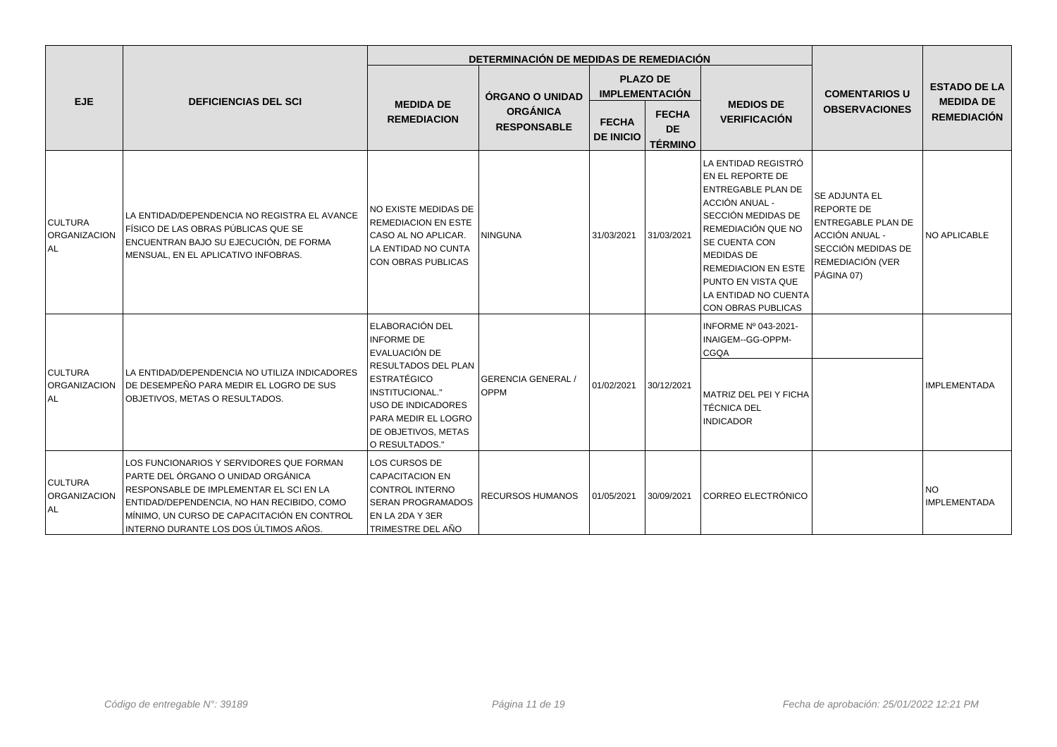| EJE | DEFICIENCIAS DEL SCI | DETERMINACIÓN DE MEDIDAS DE REMEDIACIÓN | | | | | COMENTARIOS U OBSERVACIONES | ESTADO DE LA MEDIDA DE REMEDIACIÓN |
|---|---|---|---|---|---|---|---|---|
| | | MEDIDA DE REMEDIACION | ÓRGANO O UNIDAD ORGÁNICA RESPONSABLE | PLAZO DE IMPLEMENTACIÓN | | MEDIOS DE VERIFICACIÓN | | |
| | | | | FECHA DE INICIO | FECHA DE TÉRMINO | | | |
| CULTURA ORGANIZACIONAL | LA ENTIDAD/DEPENDENCIA NO REGISTRA EL AVANCE FÍSICO DE LAS OBRAS PÚBLICAS QUE SE ENCUENTRAN BAJO SU EJECUCIÓN, DE FORMA MENSUAL, EN EL APLICATIVO INFOBRAS. | NO EXISTE MEDIDAS DE REMEDIACION EN ESTE CASO AL NO APLICAR. LA ENTIDAD NO CUNTA CON OBRAS PUBLICAS | NINGUNA | 31/03/2021 | 31/03/2021 | LA ENTIDAD REGISTRÓ EN EL REPORTE DE ENTREGABLE PLAN DE ACCIÓN ANUAL - SECCIÓN MEDIDAS DE REMEDIACIÓN QUE NO SE CUENTA CON MEDIDAS DE REMEDIACION EN ESTE PUNTO EN VISTA QUE LA ENTIDAD NO CUENTA CON OBRAS PUBLICAS | SE ADJUNTA EL REPORTE DE ENTREGABLE PLAN DE ACCIÓN ANUAL - SECCIÓN MEDIDAS DE REMEDIACIÓN (VER PÁGINA 07) | NO APLICABLE |
| CULTURA ORGANIZACIONAL | LA ENTIDAD/DEPENDENCIA NO UTILIZA INDICADORES DE DESEMPEÑO PARA MEDIR EL LOGRO DE SUS OBJETIVOS, METAS O RESULTADOS. | ELABORACIÓN DEL INFORME DE EVALUACIÓN DE RESULTADOS DEL PLAN ESTRATÉGICO INSTITUCIONAL." USO DE INDICADORES PARA MEDIR EL LOGRO DE OBJETIVOS, METAS O RESULTADOS." | GERENCIA GENERAL / OPPM | 01/02/2021 | 30/12/2021 | INFORME Nº 043-2021-INAIGEM--GG-OPPM-CGQA<br>MATRIZ DEL PEI Y FICHA TÉCNICA DEL INDICADOR | | IMPLEMENTADA |
| CULTURA ORGANIZACIONAL | LOS FUNCIONARIOS Y SERVIDORES QUE FORMAN PARTE DEL ÓRGANO O UNIDAD ORGÁNICA RESPONSABLE DE IMPLEMENTAR EL SCI EN LA ENTIDAD/DEPENDENCIA, NO HAN RECIBIDO, COMO MÍNIMO, UN CURSO DE CAPACITACIÓN EN CONTROL INTERNO DURANTE LOS DOS ÚLTIMOS AÑOS. | LOS CURSOS DE CAPACITACION EN CONTROL INTERNO SERAN PROGRAMADOS EN LA 2DA Y 3ER TRIMESTRE DEL AÑO | RECURSOS HUMANOS | 01/05/2021 | 30/09/2021 | CORREO ELECTRÓNICO | | NO IMPLEMENTADA |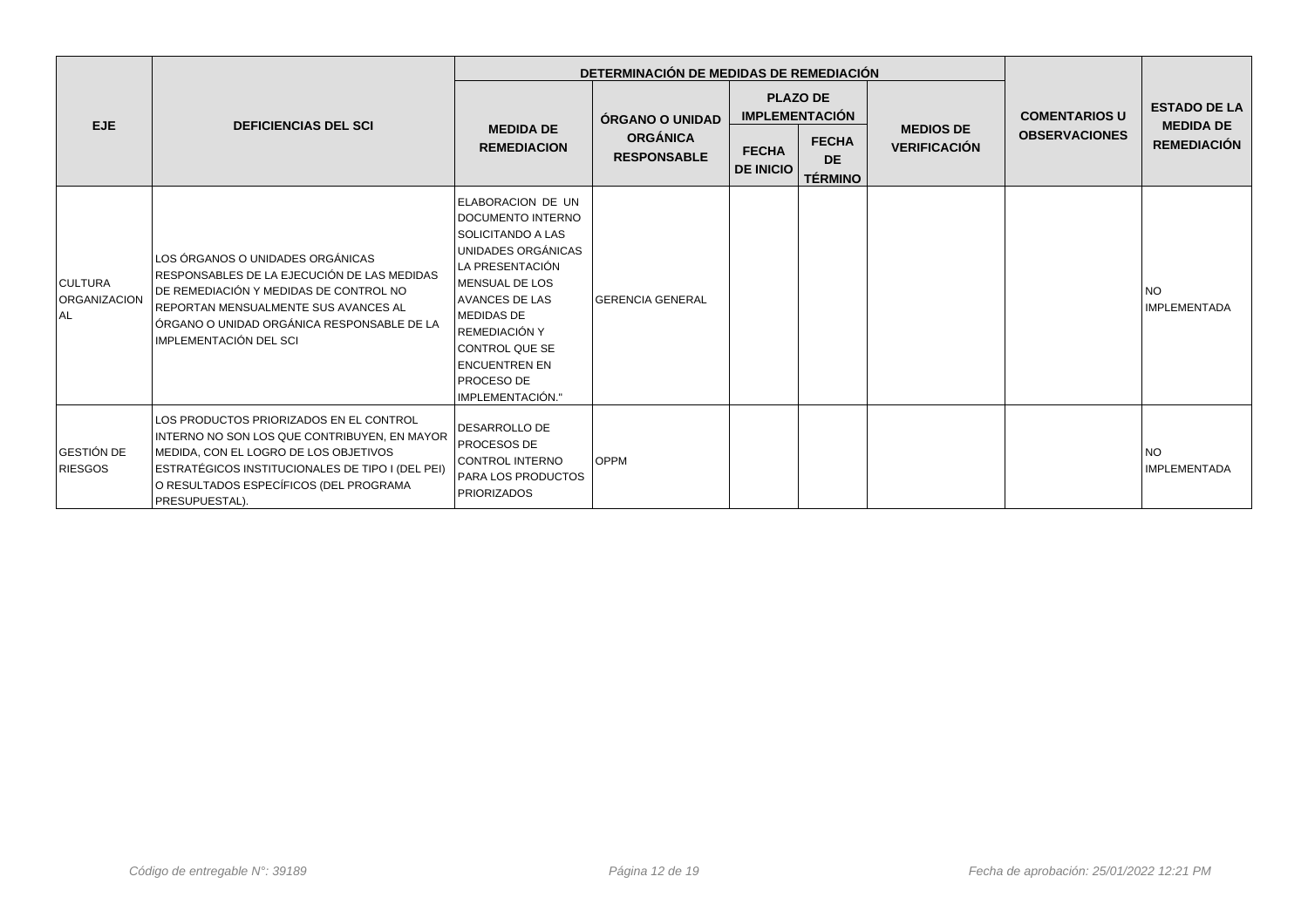| EJE | DEFICIENCIAS DEL SCI | DETERMINACIÓN DE MEDIDAS DE REMEDIACIÓN | | | | | COMENTARIOS U OBSERVACIONES | ESTADO DE LA MEDIDA DE REMEDIACIÓN |
|---|---|---|---|---|---|---|---|---|
| | | MEDIDA DE REMEDIACION | ÓRGANO O UNIDAD ORGÁNICA RESPONSABLE | PLAZO DE IMPLEMENTACIÓN | | MEDIOS DE VERIFICACIÓN | | |
| | | | | FECHA DE INICIO | FECHA DE TÉRMINO | | | |
| CULTURA ORGANIZACIONAL | LOS ÓRGANOS O UNIDADES ORGÁNICAS RESPONSABLES DE LA EJECUCIÓN DE LAS MEDIDAS DE REMEDIACIÓN Y MEDIDAS DE CONTROL NO REPORTAN MENSUALMENTE SUS AVANCES AL ÓRGANO O UNIDAD ORGÁNICA RESPONSABLE DE LA IMPLEMENTACIÓN DEL SCI | ELABORACION DE UN DOCUMENTO INTERNO SOLICITANDO A LAS UNIDADES ORGÁNICAS LA PRESENTACIÓN MENSUAL DE LOS AVANCES DE LAS MEDIDAS DE REMEDIACIÓN Y CONTROL QUE SE ENCUENTREN EN PROCESO DE IMPLEMENTACIÓN." | GERENCIA GENERAL | | | | | NO IMPLEMENTADA |
| GESTIÓN DE RIESGOS | LOS PRODUCTOS PRIORIZADOS EN EL CONTROL INTERNO NO SON LOS QUE CONTRIBUYEN, EN MAYOR MEDIDA, CON EL LOGRO DE LOS OBJETIVOS ESTRATÉGICOS INSTITUCIONALES DE TIPO I (DEL PEI) O RESULTADOS ESPECÍFICOS (DEL PROGRAMA PRESUPUESTAL). | DESARROLLO DE PROCESOS DE CONTROL INTERNO PARA LOS PRODUCTOS PRIORIZADOS | OPPM | | | | | NO IMPLEMENTADA |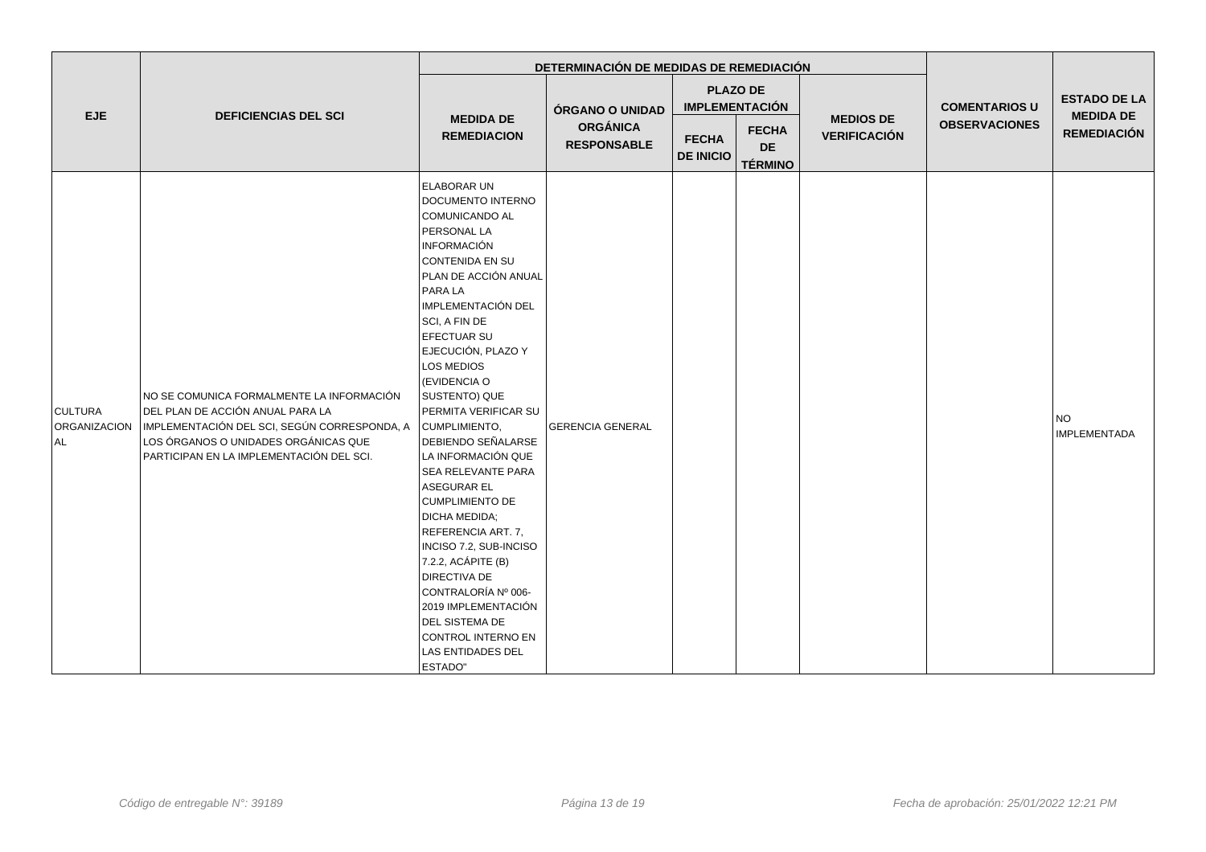| EJE | DEFICIENCIAS DEL SCI | DETERMINACIÓN DE MEDIDAS DE REMEDIACIÓN | | | | | COMENTARIOS U OBSERVACIONES | ESTADO DE LA MEDIDA DE REMEDIACIÓN |
|---|---|---|---|---|---|---|---|---|
| | | MEDIDA DE REMEDIACION | ÓRGANO O UNIDAD ORGÁNICA RESPONSABLE | PLAZO DE IMPLEMENTACIÓN | | MEDIOS DE VERIFICACIÓN | | |
| | | | | FECHA DE INICIO | FECHA DE TÉRMINO | | | |
| CULTURA ORGANIZACIONAL | NO SE COMUNICA FORMALMENTE LA INFORMACIÓN DEL PLAN DE ACCIÓN ANUAL PARA LA IMPLEMENTACIÓN DEL SCI, SEGÚN CORRESPONDA, A LOS ÓRGANOS O UNIDADES ORGÁNICAS QUE PARTICIPAN EN LA IMPLEMENTACIÓN DEL SCI. | ELABORAR UN DOCUMENTO INTERNO COMUNICANDO AL PERSONAL LA INFORMACIÓN CONTENIDA EN SU PLAN DE ACCIÓN ANUAL PARA LA IMPLEMENTACIÓN DEL SCI, A FIN DE EFECTUAR SU EJECUCIÓN, PLAZO Y LOS MEDIOS (EVIDENCIA O SUSTENTO) QUE PERMITA VERIFICAR SU CUMPLIMIENTO, DEBIENDO SEÑALARSE LA INFORMACIÓN QUE SEA RELEVANTE PARA ASEGURAR EL CUMPLIMIENTO DE DICHA MEDIDA; REFERENCIA ART. 7, INCISO 7.2, SUB-INCISO 7.2.2, ACÁPITE (B) DIRECTIVA DE CONTRALORÍA Nº 006-2019 IMPLEMENTACIÓN DEL SISTEMA DE CONTROL INTERNO EN LAS ENTIDADES DEL ESTADO" | GERENCIA GENERAL | | | | | NO IMPLEMENTADA |

*Código de entregable N°: 39189* | *Fecha de aprobación: 25/01/2022 12:21 PM*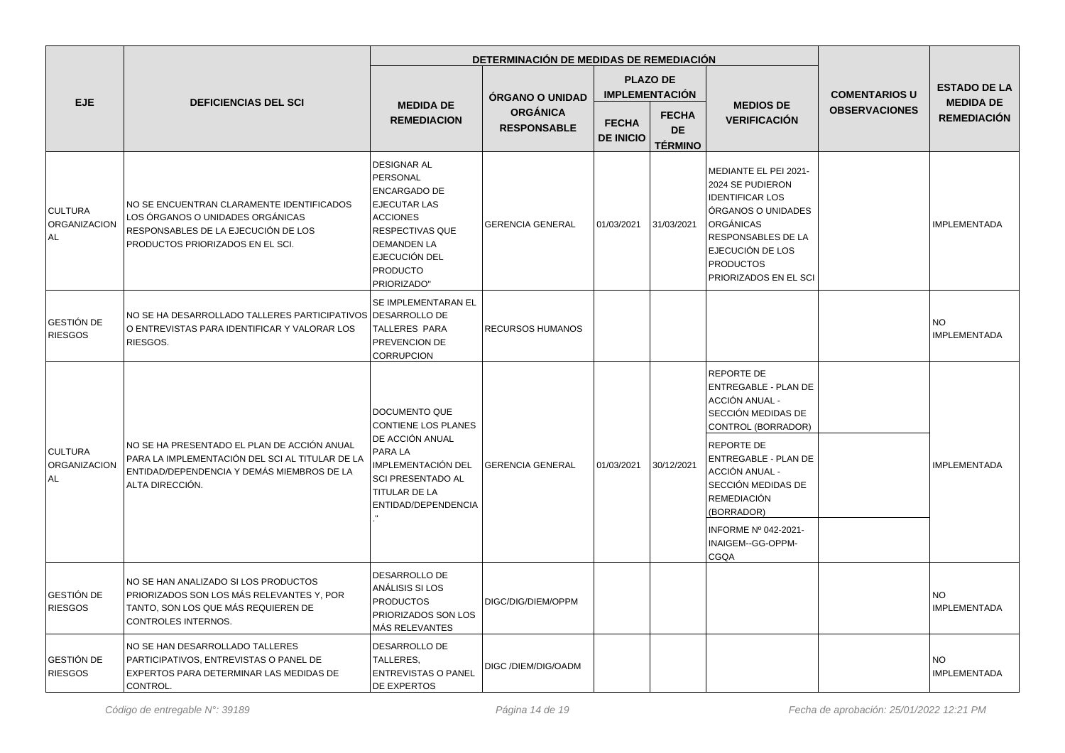| EJE | DEFICIENCIAS DEL SCI | DETERMINACIÓN DE MEDIDAS DE REMEDIACIÓN | | | | | COMENTARIOS U OBSERVACIONES | ESTADO DE LA MEDIDA DE REMEDIACIÓN |
|---|---|---|---|---|---|---|---|---|
| | | MEDIDA DE REMEDIACION | ÓRGANO O UNIDAD ORGÁNICA RESPONSABLE | PLAZO DE IMPLEMENTACIÓN | | MEDIOS DE VERIFICACIÓN | | |
| | | | | FECHA DE INICIO | FECHA DE TÉRMINO | | | |
| CULTURA ORGANIZACIONAL | NO SE ENCUENTRAN CLARAMENTE IDENTIFICADOS LOS ÓRGANOS O UNIDADES ORGÁNICAS RESPONSABLES DE LA EJECUCIÓN DE LOS PRODUCTOS PRIORIZADOS EN EL SCI. | DESIGNAR AL PERSONAL ENCARGADO DE EJECUTAR LAS ACCIONES RESPECTIVAS QUE DEMANDEN LA EJECUCIÓN DEL PRODUCTO PRIORIZADO" | GERENCIA GENERAL | 01/03/2021 | 31/03/2021 | MEDIANTE EL PEI 2021-2024 SE PUDIERON IDENTIFICAR LOS ÓRGANOS O UNIDADES ORGÁNICAS RESPONSABLES DE LA EJECUCIÓN DE LOS PRODUCTOS PRIORIZADOS EN EL SCI | | IMPLEMENTADA |
| GESTIÓN DE RIESGOS | NO SE HA DESARROLLADO TALLERES PARTICIPATIVOS O ENTREVISTAS PARA IDENTIFICAR Y VALORAR LOS RIESGOS. | SE IMPLEMENTARAN EL DESARROLLO DE TALLERES PARA PREVENCION DE CORRUPCION | RECURSOS HUMANOS | | | | | NO IMPLEMENTADA |
| CULTURA ORGANIZACIONAL | NO SE HA PRESENTADO EL PLAN DE ACCIÓN ANUAL PARA LA IMPLEMENTACIÓN DEL SCI AL TITULAR DE LA ENTIDAD/DEPENDENCIA Y DEMÁS MIEMBROS DE LA ALTA DIRECCIÓN. | DOCUMENTO QUE CONTIENE LOS PLANES DE ACCIÓN ANUAL PARA LA IMPLEMENTACIÓN DEL SCI PRESENTADO AL TITULAR DE LA ENTIDAD/DEPENDENCIA ." | GERENCIA GENERAL | 01/03/2021 | 30/12/2021 | REPORTE DE ENTREGABLE - PLAN DE ACCIÓN ANUAL - SECCIÓN MEDIDAS DE CONTROL (BORRADOR) | | IMPLEMENTADA |
| | | | | | | REPORTE DE ENTREGABLE - PLAN DE ACCIÓN ANUAL - SECCIÓN MEDIDAS DE REMEDIACIÓN (BORRADOR) | | |
| | | | | | | INFORME Nº 042-2021-INAIGEM--GG-OPPM-CGQA | | |
| GESTIÓN DE RIESGOS | NO SE HAN ANALIZADO SI LOS PRODUCTOS PRIORIZADOS SON LOS MÁS RELEVANTES Y, POR TANTO, SON LOS QUE MÁS REQUIEREN DE CONTROLES INTERNOS. | DESARROLLO DE ANÁLISIS SI LOS PRODUCTOS PRIORIZADOS SON LOS MÁS RELEVANTES | DIGC/DIG/DIEM/OPPM | | | | | NO IMPLEMENTADA |
| GESTIÓN DE RIESGOS | NO SE HAN DESARROLLADO TALLERES PARTICIPATIVOS, ENTREVISTAS O PANEL DE EXPERTOS PARA DETERMINAR LAS MEDIDAS DE CONTROL. | DESARROLLO DE TALLERES, ENTREVISTAS O PANEL DE EXPERTOS | DIGC /DIEM/DIG/OADM | | | | | NO IMPLEMENTADA |

*Código de entregable N°: 39189* | *Fecha de aprobación: 25/01/2022 12:21 PM*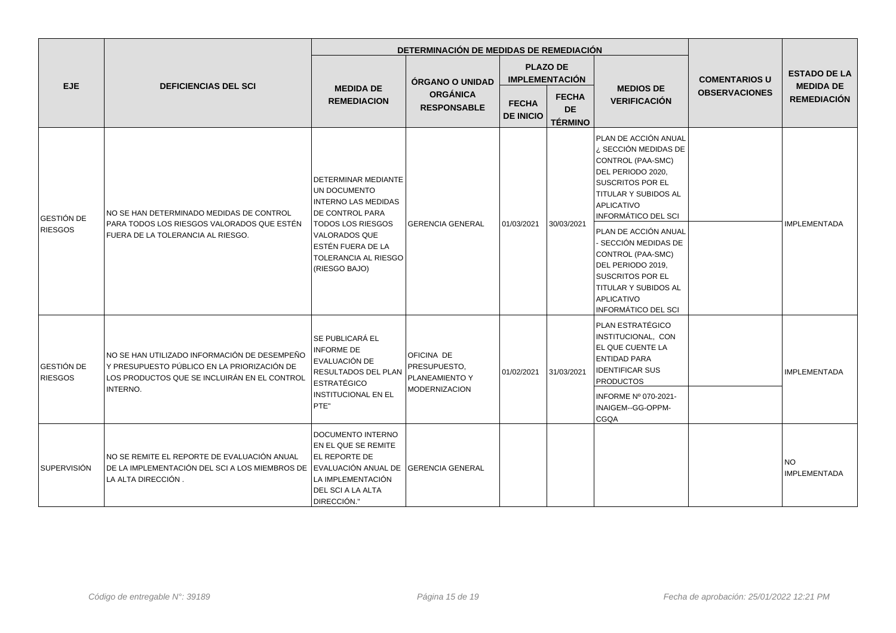| EJE | DEFICIENCIAS DEL SCI | DETERMINACIÓN DE MEDIDAS DE REMEDIACIÓN | | | | | COMENTARIOS U OBSERVACIONES | ESTADO DE LA MEDIDA DE REMEDIACIÓN |
|---|---|---|---|---|---|---|---|---|
| | | MEDIDA DE REMEDIACION | ÓRGANO O UNIDAD ORGÁNICA RESPONSABLE | PLAZO DE IMPLEMENTACIÓN | | MEDIOS DE VERIFICACIÓN | | |
| | | | | FECHA DE INICIO | FECHA DE TÉRMINO | | | |
| GESTIÓN DE RIESGOS | NO SE HAN DETERMINADO MEDIDAS DE CONTROL PARA TODOS LOS RIESGOS VALORADOS QUE ESTÉN FUERA DE LA TOLERANCIA AL RIESGO. | DETERMINAR MEDIANTE UN DOCUMENTO INTERNO LAS MEDIDAS DE CONTROL PARA TODOS LOS RIESGOS VALORADOS QUE ESTÉN FUERA DE LA TOLERANCIA AL RIESGO (RIESGO BAJO) | GERENCIA GENERAL | 01/03/2021 | 30/03/2021 | PLAN DE ACCIÓN ANUAL ¿ SECCIÓN MEDIDAS DE CONTROL (PAA-SMC) DEL PERIODO 2020, SUSCRITOS POR EL TITULAR Y SUBIDOS AL APLICATIVO INFORMÁTICO DEL SCI<br>PLAN DE ACCIÓN ANUAL - SECCIÓN MEDIDAS DE CONTROL (PAA-SMC) DEL PERIODO 2019, SUSCRITOS POR EL TITULAR Y SUBIDOS AL APLICATIVO INFORMÁTICO DEL SCI | | IMPLEMENTADA |
| GESTIÓN DE RIESGOS | NO SE HAN UTILIZADO INFORMACIÓN DE DESEMPEÑO Y PRESUPUESTO PÚBLICO EN LA PRIORIZACIÓN DE LOS PRODUCTOS QUE SE INCLUIRÁN EN EL CONTROL INTERNO. | SE PUBLICARÁ EL INFORME DE EVALUACIÓN DE RESULTADOS DEL PLAN ESTRATÉGICO INSTITUCIONAL EN EL PTE" | OFICINA DE PRESUPUESTO, PLANEAMIENTO Y MODERNIZACION | 01/02/2021 | 31/03/2021 | PLAN ESTRATÉGICO INSTITUCIONAL, CON EL QUE CUENTE LA ENTIDAD PARA IDENTIFICAR SUS PRODUCTOS<br>INFORME Nº 070-2021-INAIGEM--GG-OPPM-CGQA | | IMPLEMENTADA |
| SUPERVISIÓN | NO SE REMITE EL REPORTE DE EVALUACIÓN ANUAL DE LA IMPLEMENTACIÓN DEL SCI A LOS MIEMBROS DE LA ALTA DIRECCIÓN . | DOCUMENTO INTERNO EN EL QUE SE REMITE EL REPORTE DE EVALUACIÓN ANUAL DE LA IMPLEMENTACIÓN DEL SCI A LA ALTA DIRECCIÓN." | GERENCIA GENERAL | | | | | NO IMPLEMENTADA |

*Código de entregable N°: 39189* *Fecha de aprobación: 25/01/2022 12:21 PM*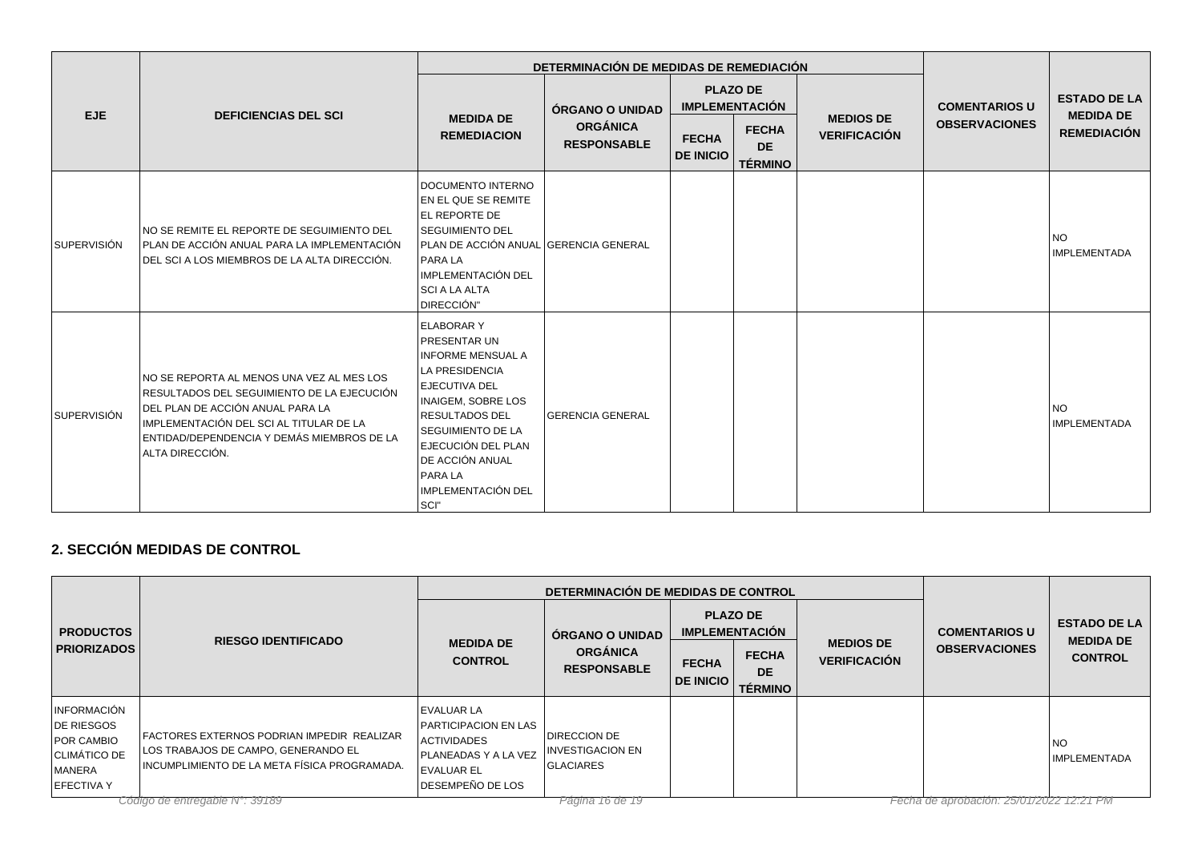| EJE | DEFICIENCIAS DEL SCI | DETERMINACIÓN DE MEDIDAS DE REMEDIACIÓN | | | | | COMENTARIOS U OBSERVACIONES | ESTADO DE LA MEDIDA DE REMEDIACIÓN |
|---|---|---|---|---|---|---|---|---|
| | | MEDIDA DE REMEDIACION | ÓRGANO O UNIDAD ORGÁNICA RESPONSABLE | PLAZO DE IMPLEMENTACIÓN | | MEDIOS DE VERIFICACIÓN | | |
| | | | | FECHA DE INICIO | FECHA DE TÉRMINO | | | |
| SUPERVISIÓN | NO SE REMITE EL REPORTE DE SEGUIMIENTO DEL PLAN DE ACCIÓN ANUAL PARA LA IMPLEMENTACIÓN DEL SCI A LOS MIEMBROS DE LA ALTA DIRECCIÓN. | DOCUMENTO INTERNO EN EL QUE SE REMITE EL REPORTE DE SEGUIMIENTO DEL PLAN DE ACCIÓN ANUAL PARA LA IMPLEMENTACIÓN DEL SCI A LA ALTA DIRECCIÓN" | GERENCIA GENERAL | | | | | NO IMPLEMENTADA |
| SUPERVISIÓN | NO SE REPORTA AL MENOS UNA VEZ AL MES LOS RESULTADOS DEL SEGUIMIENTO DE LA EJECUCIÓN DEL PLAN DE ACCIÓN ANUAL PARA LA IMPLEMENTACIÓN DEL SCI AL TITULAR DE LA ENTIDAD/DEPENDENCIA Y DEMÁS MIEMBROS DE LA ALTA DIRECCIÓN. | ELABORAR Y PRESENTAR UN INFORME MENSUAL A LA PRESIDENCIA EJECUTIVA DEL INAIGEM, SOBRE LOS RESULTADOS DEL SEGUIMIENTO DE LA EJECUCIÓN DEL PLAN DE ACCIÓN ANUAL PARA LA IMPLEMENTACIÓN DEL SCI" | GERENCIA GENERAL | | | | | NO IMPLEMENTADA |

## 2. SECCIÓN MEDIDAS DE CONTROL

| PRODUCTOS PRIORIZADOS | RIESGO IDENTIFICADO | DETERMINACIÓN DE MEDIDAS DE CONTROL | | | | | COMENTARIOS U OBSERVACIONES | ESTADO DE LA MEDIDA DE CONTROL |
|---|---|---|---|---|---|---|---|---|
| | | MEDIDA DE CONTROL | ÓRGANO O UNIDAD ORGÁNICA RESPONSABLE | PLAZO DE IMPLEMENTACIÓN | | MEDIOS DE VERIFICACIÓN | | |
| | | | | FECHA DE INICIO | FECHA DE TÉRMINO | | | |
| INFORMACIÓN DE RIESGOS POR CAMBIO CLIMÁTICO DE MANERA EFECTIVA Y | FACTORES EXTERNOS PODRIAN IMPEDIR REALIZAR LOS TRABAJOS DE CAMPO, GENERANDO EL INCUMPLIMIENTO DE LA META FÍSICA PROGRAMADA. | EVALUAR LA PARTICIPACION EN LAS ACTIVIDADES PLANEADAS Y A LA VEZ EVALUAR EL DESEMPEÑO DE LOS | DIRECCION DE INVESTIGACION EN GLACIARES | | | | | NO IMPLEMENTADA |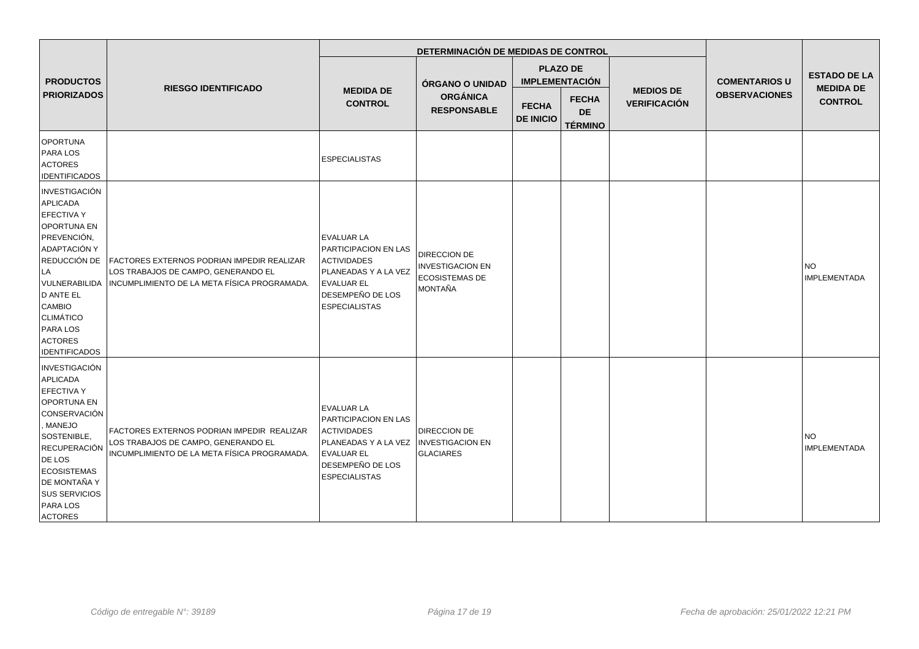| PRODUCTOS PRIORIZADOS | RIESGO IDENTIFICADO | DETERMINACIÓN DE MEDIDAS DE CONTROL | | | | | COMENTARIOS U OBSERVACIONES | ESTADO DE LA MEDIDA DE CONTROL |
|---|---|---|---|---|---|---|---|---|
| | | MEDIDA DE CONTROL | ÓRGANO O UNIDAD ORGÁNICA RESPONSABLE | PLAZO DE IMPLEMENTACIÓN | | MEDIOS DE VERIFICACIÓN | | |
| | | | | FECHA DE INICIO | FECHA DE TÉRMINO | | | |
| OPORTUNA PARA LOS ACTORES IDENTIFICADOS | | ESPECIALISTAS | | | | | | |
| INVESTIGACIÓN APLICADA EFECTIVA Y OPORTUNA EN PREVENCIÓN, ADAPTACIÓN Y REDUCCIÓN DE LA VULNERABILIDAD ANTE EL CAMBIO CLIMÁTICO PARA LOS ACTORES IDENTIFICADOS | FACTORES EXTERNOS PODRIAN IMPEDIR REALIZAR LOS TRABAJOS DE CAMPO, GENERANDO EL INCUMPLIMIENTO DE LA META FÍSICA PROGRAMADA. | EVALUAR LA PARTICIPACION EN LAS ACTIVIDADES PLANEADAS Y A LA VEZ EVALUAR EL DESEMPEÑO DE LOS ESPECIALISTAS | DIRECCION DE INVESTIGACION EN ECOSISTEMAS DE MONTAÑA | | | | | NO IMPLEMENTADA |
| INVESTIGACIÓN APLICADA EFECTIVA Y OPORTUNA EN CONSERVACIÓN, MANEJO SOSTENIBLE, RECUPERACIÓN DE LOS ECOSISTEMAS DE MONTAÑA Y SUS SERVICIOS PARA LOS ACTORES | FACTORES EXTERNOS PODRIAN IMPEDIR REALIZAR LOS TRABAJOS DE CAMPO, GENERANDO EL INCUMPLIMIENTO DE LA META FÍSICA PROGRAMADA. | EVALUAR LA PARTICIPACION EN LAS ACTIVIDADES PLANEADAS Y A LA VEZ EVALUAR EL DESEMPEÑO DE LOS ESPECIALISTAS | DIRECCION DE INVESTIGACION EN GLACIARES | | | | | NO IMPLEMENTADA |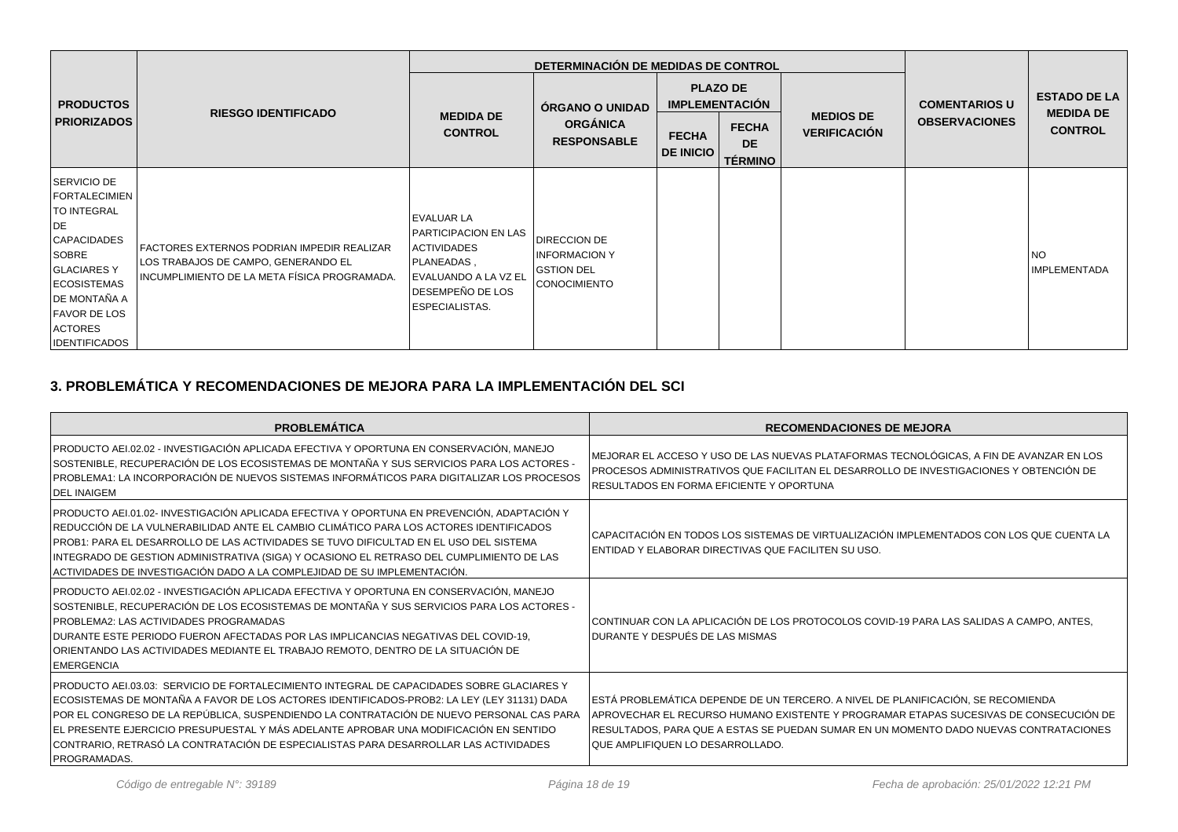| PRODUCTOS PRIORIZADOS | RIESGO IDENTIFICADO | DETERMINACIÓN DE MEDIDAS DE CONTROL | | | | | COMENTARIOS U OBSERVACIONES | ESTADO DE LA MEDIDA DE CONTROL |
|---|---|---|---|---|---|---|---|---|
| | | MEDIDA DE CONTROL | ÓRGANO O UNIDAD ORGÁNICA RESPONSABLE | PLAZO DE IMPLEMENTACIÓN | | MEDIOS DE VERIFICACIÓN | | |
| | | | | FECHA DE INICIO | FECHA DE TÉRMINO | | | |
| SERVICIO DE FORTALECIMIENTO INTEGRAL DE CAPACIDADES SOBRE GLACIARES Y ECOSISTEMAS DE MONTAÑA A FAVOR DE LOS ACTORES IDENTIFICADOS | FACTORES EXTERNOS PODRIAN IMPEDIR REALIZAR LOS TRABAJOS DE CAMPO, GENERANDO EL INCUMPLIMIENTO DE LA META FÍSICA PROGRAMADA. | EVALUAR LA PARTICIPACION EN LAS ACTIVIDADES PLANEADAS , EVALUANDO A LA VZ EL DESEMPEÑO DE LOS ESPECIALISTAS. | DIRECCION DE INFORMACION Y GSTION DEL CONOCIMIENTO | | | | | NO IMPLEMENTADA |

## 3. PROBLEMÁTICA Y RECOMENDACIONES DE MEJORA PARA LA IMPLEMENTACIÓN DEL SCI

| PROBLEMÁTICA | RECOMENDACIONES DE MEJORA |
|---|---|
| PRODUCTO AEI.02.02 - INVESTIGACIÓN APLICADA EFECTIVA Y OPORTUNA EN CONSERVACIÓN, MANEJO SOSTENIBLE, RECUPERACIÓN DE LOS ECOSISTEMAS DE MONTAÑA Y SUS SERVICIOS PARA LOS ACTORES - PROBLEMA1: LA INCORPORACIÓN DE NUEVOS SISTEMAS INFORMÁTICOS PARA DIGITALIZAR LOS PROCESOS DEL INAIGEM | MEJORAR EL ACCESO Y USO DE LAS NUEVAS PLATAFORMAS TECNOLÓGICAS, A FIN DE AVANZAR EN LOS PROCESOS ADMINISTRATIVOS QUE FACILITAN EL DESARROLLO DE INVESTIGACIONES Y OBTENCIÓN DE RESULTADOS EN FORMA EFICIENTE Y OPORTUNA |
| PRODUCTO AEI.01.02- INVESTIGACIÓN APLICADA EFECTIVA Y OPORTUNA EN PREVENCIÓN, ADAPTACIÓN Y REDUCCIÓN DE LA VULNERABILIDAD ANTE EL CAMBIO CLIMÁTICO PARA LOS ACTORES IDENTIFICADOS PROB1: PARA EL DESARROLLO DE LAS ACTIVIDADES SE TUVO DIFICULTAD EN EL USO DEL SISTEMA INTEGRADO DE GESTION ADMINISTRATIVA (SIGA) Y OCASIONO EL RETRASO DEL CUMPLIMIENTO DE LAS ACTIVIDADES DE INVESTIGACIÓN DADO A LA COMPLEJIDAD DE SU IMPLEMENTACIÓN. | CAPACITACIÓN EN TODOS LOS SISTEMAS DE VIRTUALIZACIÓN IMPLEMENTADOS CON LOS QUE CUENTA LA ENTIDAD Y ELABORAR DIRECTIVAS QUE FACILITEN SU USO. |
| PRODUCTO AEI.02.02 - INVESTIGACIÓN APLICADA EFECTIVA Y OPORTUNA EN CONSERVACIÓN, MANEJO SOSTENIBLE, RECUPERACIÓN DE LOS ECOSISTEMAS DE MONTAÑA Y SUS SERVICIOS PARA LOS ACTORES - PROBLEMA2: LAS ACTIVIDADES PROGRAMADAS DURANTE ESTE PERIODO FUERON AFECTADAS POR LAS IMPLICANCIAS NEGATIVAS DEL COVID-19, ORIENTANDO LAS ACTIVIDADES MEDIANTE EL TRABAJO REMOTO, DENTRO DE LA SITUACIÓN DE EMERGENCIA | CONTINUAR CON LA APLICACIÓN DE LOS PROTOCOLOS COVID-19 PARA LAS SALIDAS A CAMPO, ANTES, DURANTE Y DESPUÉS DE LAS MISMAS |
| PRODUCTO AEI.03.03: SERVICIO DE FORTALECIMIENTO INTEGRAL DE CAPACIDADES SOBRE GLACIARES Y ECOSISTEMAS DE MONTAÑA A FAVOR DE LOS ACTORES IDENTIFICADOS-PROB2: LA LEY (LEY 31131) DADA POR EL CONGRESO DE LA REPÚBLICA, SUSPENDIENDO LA CONTRATACIÓN DE NUEVO PERSONAL CAS PARA EL PRESENTE EJERCICIO PRESUPUESTAL Y MÁS ADELANTE APROBAR UNA MODIFICACIÓN EN SENTIDO CONTRARIO, RETRASÓ LA CONTRATACIÓN DE ESPECIALISTAS PARA DESARROLLAR LAS ACTIVIDADES PROGRAMADAS. | ESTÁ PROBLEMÁTICA DEPENDE DE UN TERCERO. A NIVEL DE PLANIFICACIÓN, SE RECOMIENDA APROVECHAR EL RECURSO HUMANO EXISTENTE Y PROGRAMAR ETAPAS SUCESIVAS DE CONSECUCIÓN DE RESULTADOS, PARA QUE A ESTAS SE PUEDAN SUMAR EN UN MOMENTO DADO NUEVAS CONTRATACIONES QUE AMPLIFIQUEN LO DESARROLLADO. |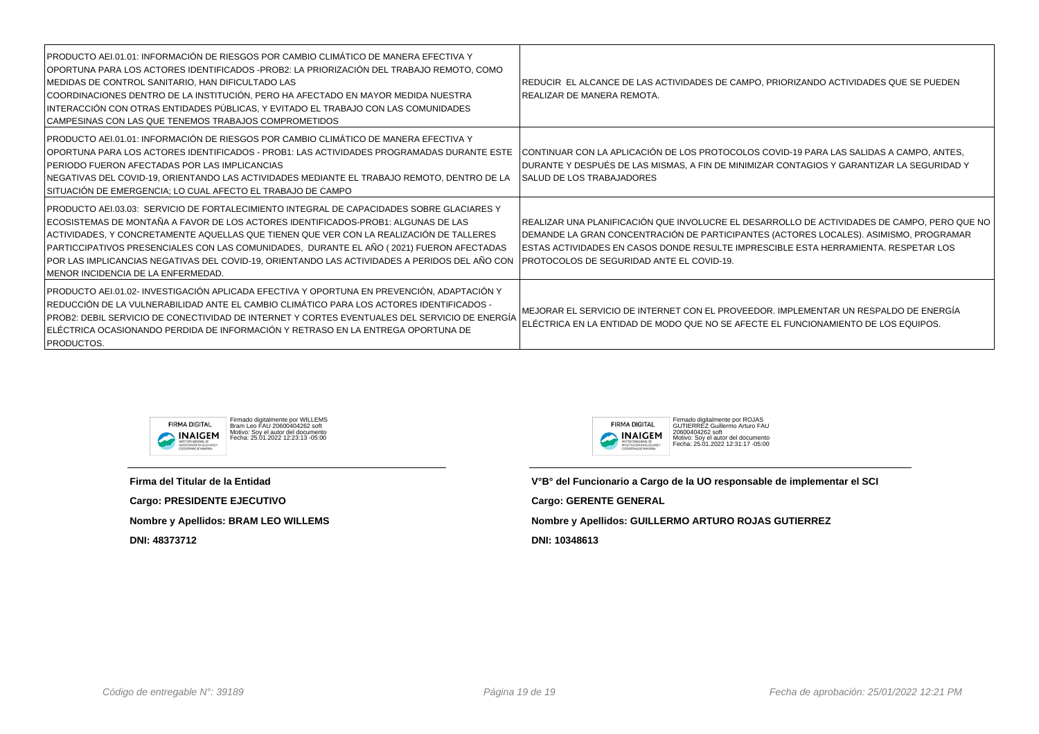| | |
|---|---|
| PRODUCTO AEI.01.01: INFORMACIÓN DE RIESGOS POR CAMBIO CLIMÁTICO DE MANERA EFECTIVA Y OPORTUNA PARA LOS ACTORES IDENTIFICADOS -PROB2: LA PRIORIZACIÓN DEL TRABAJO REMOTO, COMO MEDIDAS DE CONTROL SANITARIO, HAN DIFICULTADO LAS COORDINACIONES DENTRO DE LA INSTITUCIÓN, PERO HA AFECTADO EN MAYOR MEDIDA NUESTRA INTERACCIÓN CON OTRAS ENTIDADES PÚBLICAS, Y EVITADO EL TRABAJO CON LAS COMUNIDADES CAMPESINAS CON LAS QUE TENEMOS TRABAJOS COMPROMETIDOS | REDUCIR EL ALCANCE DE LAS ACTIVIDADES DE CAMPO, PRIORIZANDO ACTIVIDADES QUE SE PUEDEN REALIZAR DE MANERA REMOTA. |
| PRODUCTO AEI.01.01: INFORMACIÓN DE RIESGOS POR CAMBIO CLIMÁTICO DE MANERA EFECTIVA Y OPORTUNA PARA LOS ACTORES IDENTIFICADOS - PROB1: LAS ACTIVIDADES PROGRAMADAS DURANTE ESTE PERIODO FUERON AFECTADAS POR LAS IMPLICANCIAS NEGATIVAS DEL COVID-19, ORIENTANDO LAS ACTIVIDADES MEDIANTE EL TRABAJO REMOTO, DENTRO DE LA SITUACIÓN DE EMERGENCIA; LO CUAL AFECTO EL TRABAJO DE CAMPO | CONTINUAR CON LA APLICACIÓN DE LOS PROTOCOLOS COVID-19 PARA LAS SALIDAS A CAMPO, ANTES, DURANTE Y DESPUÉS DE LAS MISMAS, A FIN DE MINIMIZAR CONTAGIOS Y GARANTIZAR LA SEGURIDAD Y SALUD DE LOS TRABAJADORES |
| PRODUCTO AEI.03.03: SERVICIO DE FORTALECIMIENTO INTEGRAL DE CAPACIDADES SOBRE GLACIARES Y ECOSISTEMAS DE MONTAÑA A FAVOR DE LOS ACTORES IDENTIFICADOS-PROB1: ALGUNAS DE LAS ACTIVIDADES, Y CONCRETAMENTE AQUELLAS QUE TIENEN QUE VER CON LA REALIZACIÓN DE TALLERES PARTICCIPATIVOS PRESENCIALES CON LAS COMUNIDADES, DURANTE EL AÑO ( 2021) FUERON AFECTADAS POR LAS IMPLICANCIAS NEGATIVAS DEL COVID-19, ORIENTANDO LAS ACTIVIDADES A PERIDOS DEL AÑO CON MENOR INCIDENCIA DE LA ENFERMEDAD. | REALIZAR UNA PLANIFICACIÓN QUE INVOLUCRE EL DESARROLLO DE ACTIVIDADES DE CAMPO, PERO QUE NO DEMANDE LA GRAN CONCENTRACIÓN DE PARTICIPANTES (ACTORES LOCALES). ASIMISMO, PROGRAMAR ESTAS ACTIVIDADES EN CASOS DONDE RESULTE IMPRESCIBLE ESTA HERRAMIENTA. RESPETAR LOS PROTOCOLOS DE SEGURIDAD ANTE EL COVID-19. |
| PRODUCTO AEI.01.02- INVESTIGACIÓN APLICADA EFECTIVA Y OPORTUNA EN PREVENCIÓN, ADAPTACIÓN Y REDUCCIÓN DE LA VULNERABILIDAD ANTE EL CAMBIO CLIMÁTICO PARA LOS ACTORES IDENTIFICADOS - PROB2: DEBIL SERVICIO DE CONECTIVIDAD DE INTERNET Y CORTES EVENTUALES DEL SERVICIO DE ENERGÍA ELÉCTRICA OCASIONANDO PERDIDA DE INFORMACIÓN Y RETRASO EN LA ENTREGA OPORTUNA DE PRODUCTOS. | MEJORAR EL SERVICIO DE INTERNET CON EL PROVEEDOR. IMPLEMENTAR UN RESPALDO DE ENERGÍA ELÉCTRICA EN LA ENTIDAD DE MODO QUE NO SE AFECTE EL FUNCIONAMIENTO DE LOS EQUIPOS. |

FIRMA DIGITAL INAIGEM

Firmado digitalmente por WILLEMS Bram Leo FAU 20600404262 soft
Motivo: Soy el autor del documento
Fecha: 25.01.2022 12:23:13 -05:00

**Firma del Titular de la Entidad**

**Cargo: PRESIDENTE EJECUTIVO**

**Nombre y Apellidos: BRAM LEO WILLEMS**

**DNI: 48373712**

FIRMA DIGITAL INAIGEM

Firmado digitalmente por ROJAS GUTIERREZ Guillermo Arturo FAU 20600404262 soft
Motivo: Soy el autor del documento
Fecha: 25.01.2022 12:31:17 -05:00

**V°B° del Funcionario a Cargo de la UO responsable de implementar el SCI**

**Cargo: GERENTE GENERAL**

**Nombre y Apellidos: GUILLERMO ARTURO ROJAS GUTIERREZ**

**DNI: 10348613**